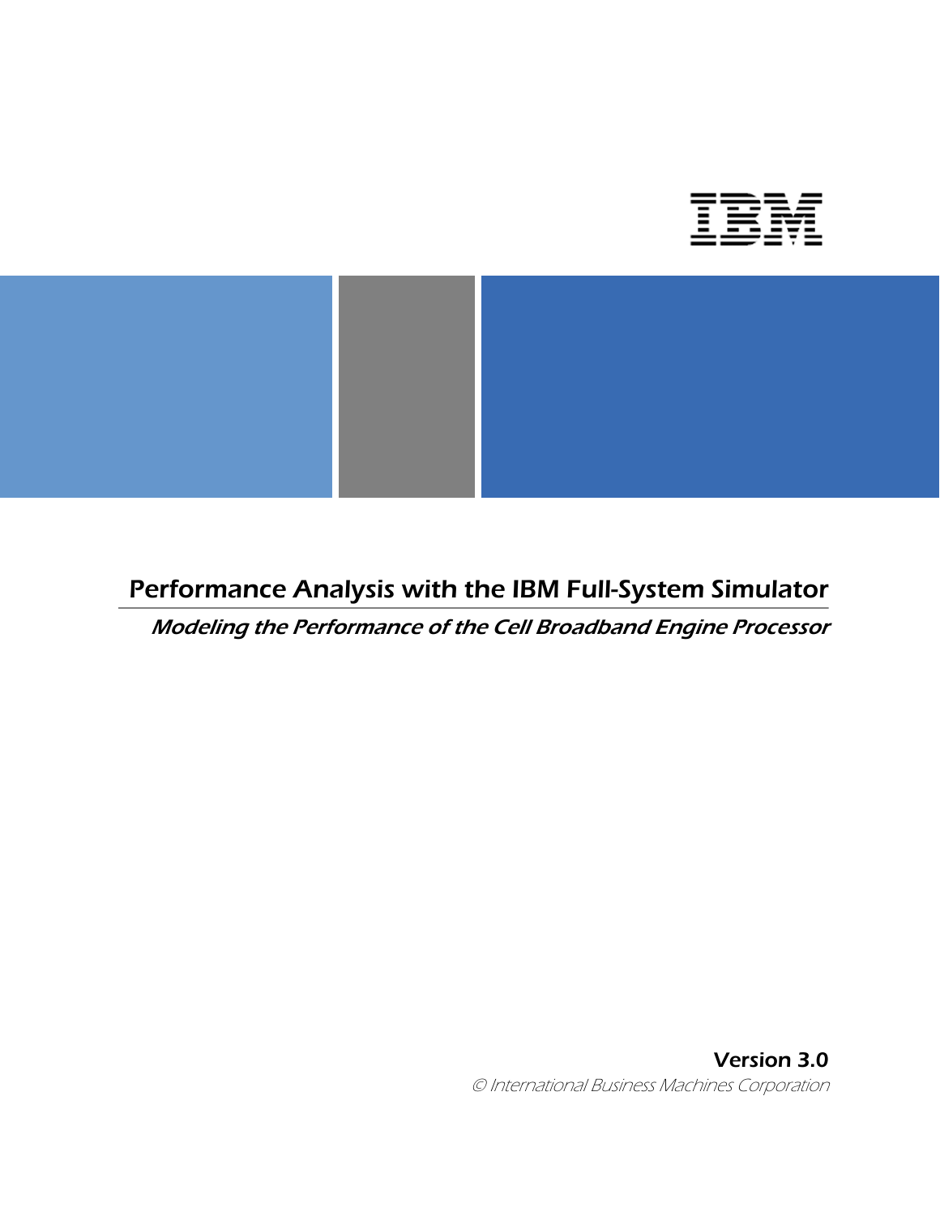IBM

# Performance Analysis with the IBM Full-System Simulator

*Modeling the Performance of the Cell Broadband Engine Processor*

**Version 3.0**

*© International Business Machines Corporation*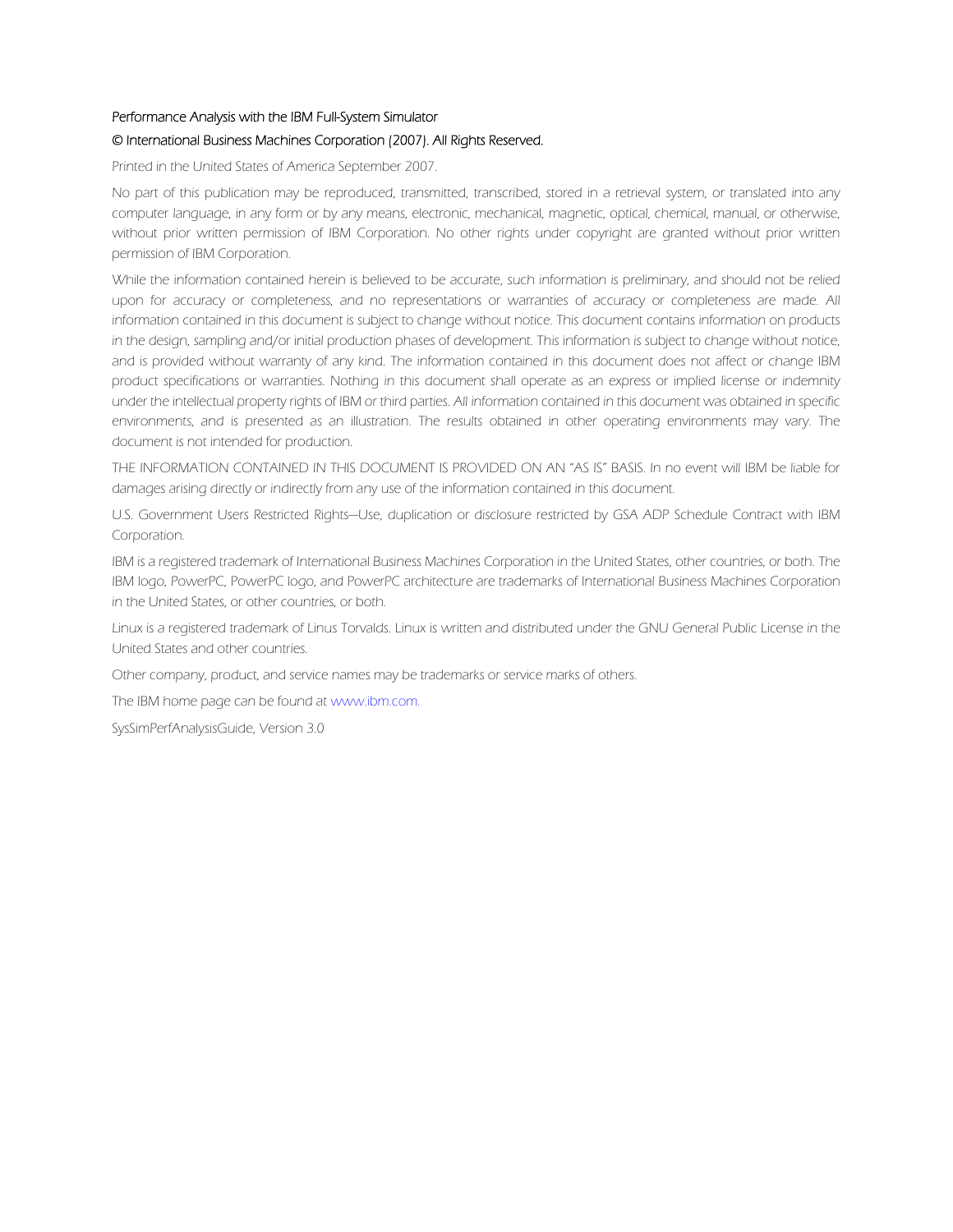Performance Analysis with the IBM Full-System Simulator

© International Business Machines Corporation (2007). All Rights Reserved.

*Printed in the United States of America September 2007.*

*No part of this publication may be reproduced, transmitted, transcribed, stored in a retrieval system, or translated into any computer language, in any form or by any means, electronic, mechanical, magnetic, optical, chemical, manual, or otherwise, without prior written permission of IBM Corporation. No other rights under copyright are granted without prior written permission of IBM Corporation.*

*While the information contained herein is believed to be accurate, such information is preliminary, and should not be relied upon for accuracy or completeness, and no representations or warranties of accuracy or completeness are made. All information contained in this document is subject to change without notice. This document contains information on products in the design, sampling and/or initial production phases of development. This information is subject to change without notice, and is provided without warranty of any kind. The information contained in this document does not affect or change IBM product specifications or warranties. Nothing in this document shall operate as an express or implied license or indemnity under the intellectual property rights of IBM or third parties. All information contained in this document was obtained in specific environments, and is presented as an illustration. The results obtained in other operating environments may vary. The document is not intended for production.*

*THE INFORMATION CONTAINED IN THIS DOCUMENT IS PROVIDED ON AN "AS IS" BASIS. In no event will IBM be liable for damages arising directly or indirectly from any use of the information contained in this document.*

*U.S. Government Users Restricted Rights—Use, duplication or disclosure restricted by GSA ADP Schedule Contract with IBM Corporation.*

*IBM is a registered trademark of International Business Machines Corporation in the United States, other countries, or both. The IBM logo, PowerPC, PowerPC logo, and PowerPC architecture are trademarks of International Business Machines Corporation in the United States, or other countries, or both.*

*Linux is a registered trademark of Linus Torvalds. Linux is written and distributed under the GNU General Public License in the United States and other countries.*

*Other company, product, and service names may be trademarks or service marks of others.*

*The IBM home page can be found at www.ibm.com.*

*SysSimPerfAnalysisGuide, Version 3.0*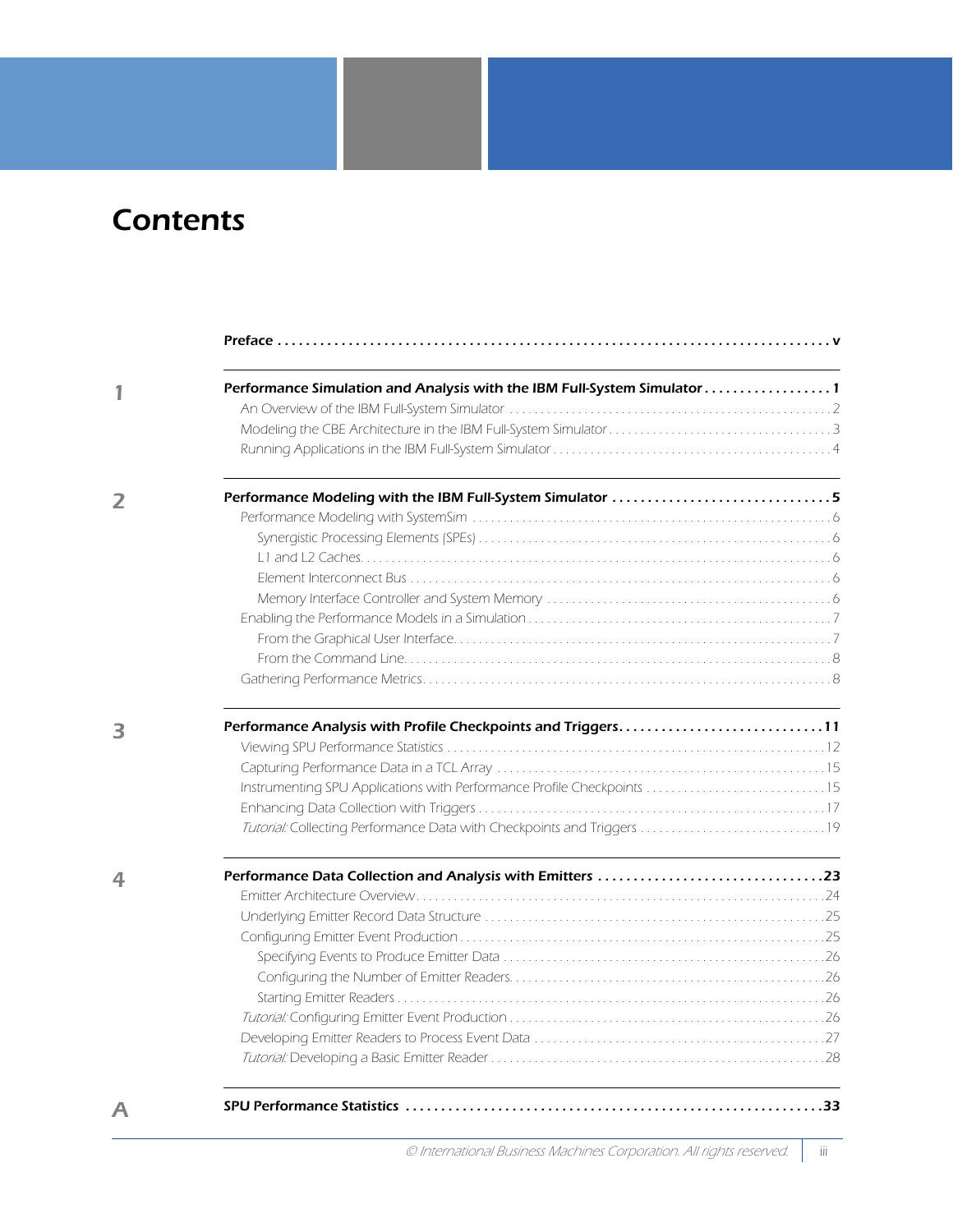# Contents

**Preface . . . . . . . . . . . . . . . . . . . . . . . . . . . . . . . . . . . . . . . . . . v**

**1 Performance Simulation and Analysis with the IBM Full-System Simulator . . . . . . . . . 1**

- An Overview of the IBM Full-System Simulator . . . . . . . . . . . . . . . . . . 2
- Modeling the CBE Architecture in the IBM Full-System Simulator . . . . . . . . . . 3
- Running Applications in the IBM Full-System Simulator . . . . . . . . . . . . . . 4

**2 Performance Modeling with the IBM Full-System Simulator . . . . . . . . . . . . . . 5**

- Performance Modeling with SystemSim . . . . . . . . . . . . . . . . . . . . . . 6
  - Synergistic Processing Elements (SPEs) . . . . . . . . . . . . . . . . . . . 6
  - L1 and L2 Caches. . . . . . . . . . . . . . . . . . . . . . . . . . . . . . 6
  - Element Interconnect Bus . . . . . . . . . . . . . . . . . . . . . . . . . . 6
  - Memory Interface Controller and System Memory . . . . . . . . . . . . . . . 6
- Enabling the Performance Models in a Simulation . . . . . . . . . . . . . . . . . 7
  - From the Graphical User Interface. . . . . . . . . . . . . . . . . . . . . . 7
  - From the Command Line. . . . . . . . . . . . . . . . . . . . . . . . . . . 8
- Gathering Performance Metrics. . . . . . . . . . . . . . . . . . . . . . . . . . 8

**3 Performance Analysis with Profile Checkpoints and Triggers. . . . . . . . . . . . . . 11**

- Viewing SPU Performance Statistics . . . . . . . . . . . . . . . . . . . . . . . 12
- Capturing Performance Data in a TCL Array . . . . . . . . . . . . . . . . . . . 15
- Instrumenting SPU Applications with Performance Profile Checkpoints . . . . . . . 15
- Enhancing Data Collection with Triggers . . . . . . . . . . . . . . . . . . . . . 17
- *Tutorial:* Collecting Performance Data with Checkpoints and Triggers . . . . . . . 19

**4 Performance Data Collection and Analysis with Emitters . . . . . . . . . . . . . . . 23**

- Emitter Architecture Overview. . . . . . . . . . . . . . . . . . . . . . . . . . 24
- Underlying Emitter Record Data Structure . . . . . . . . . . . . . . . . . . . . 25
- Configuring Emitter Event Production . . . . . . . . . . . . . . . . . . . . . . 25
  - Specifying Events to Produce Emitter Data . . . . . . . . . . . . . . . . . . 26
  - Configuring the Number of Emitter Readers. . . . . . . . . . . . . . . . . . 26
  - Starting Emitter Readers . . . . . . . . . . . . . . . . . . . . . . . . . . 26
- *Tutorial:* Configuring Emitter Event Production . . . . . . . . . . . . . . . . . 26
- Developing Emitter Readers to Process Event Data . . . . . . . . . . . . . . . . 27
- *Tutorial:* Developing a Basic Emitter Reader . . . . . . . . . . . . . . . . . . 28

**A SPU Performance Statistics . . . . . . . . . . . . . . . . . . . . . . . . . . . . 33**

© International Business Machines Corporation. All rights reserved.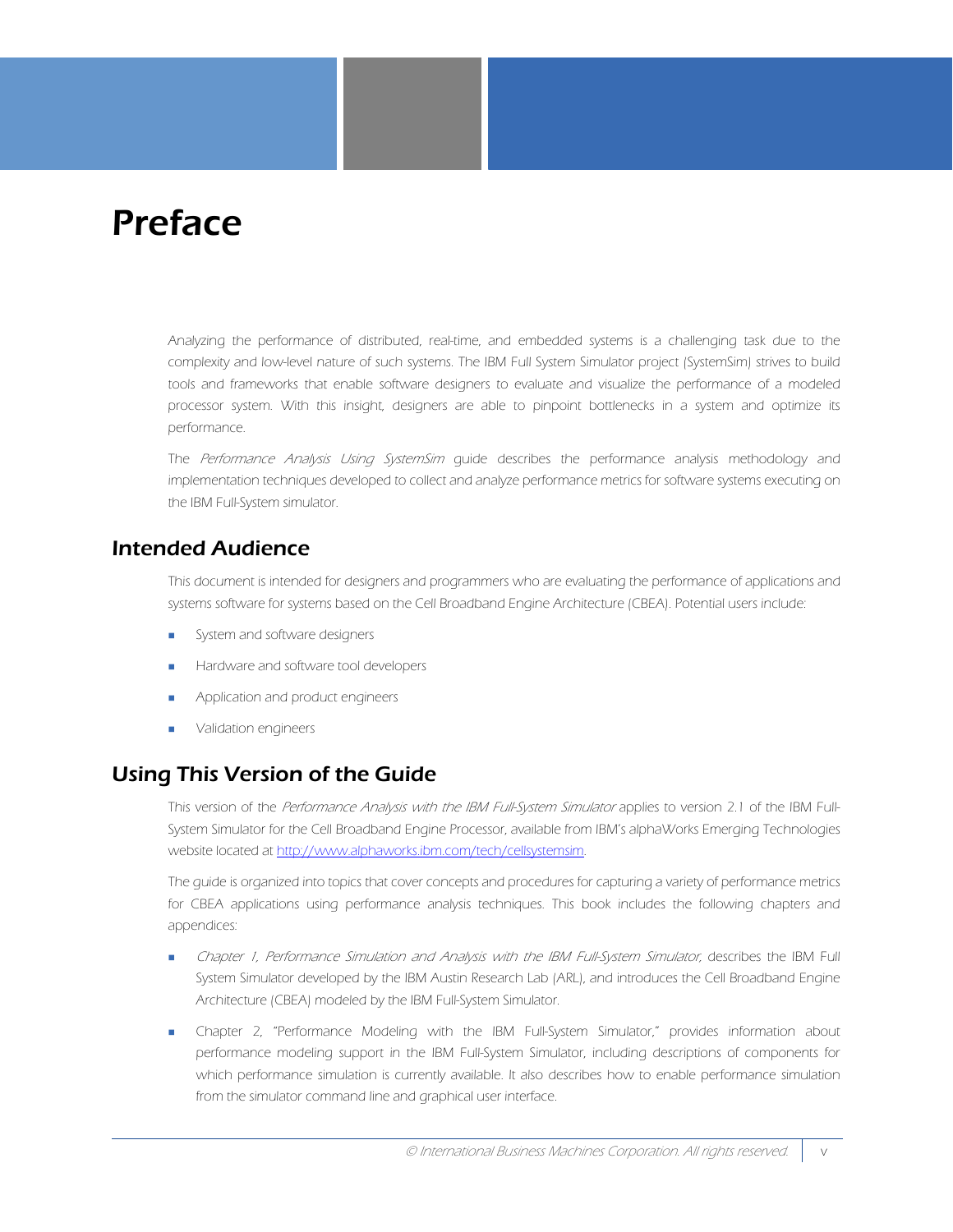# Preface

*Analyzing the performance of distributed, real-time, and embedded systems is a challenging task due to the complexity and low-level nature of such systems. The IBM Full System Simulator project (SystemSim) strives to build tools and frameworks that enable software designers to evaluate and visualize the performance of a modeled processor system. With this insight, designers are able to pinpoint bottlenecks in a system and optimize its performance.*

The *Performance Analysis Using SystemSim* guide describes the performance analysis methodology and implementation techniques developed to collect and analyze performance metrics for software systems executing on the IBM Full-System simulator.

## Intended Audience

This document is intended for designers and programmers who are evaluating the performance of applications and systems software for systems based on the Cell Broadband Engine Architecture (CBEA). Potential users include:

- System and software designers
- Hardware and software tool developers
- Application and product engineers
- Validation engineers

## Using This Version of the Guide

This version of the *Performance Analysis with the IBM Full-System Simulator* applies to version 2.1 of the IBM Full-System Simulator for the Cell Broadband Engine Processor, available from IBM's alphaWorks Emerging Technologies website located at http://www.alphaworks.ibm.com/tech/cellsystemsim.

The guide is organized into topics that cover concepts and procedures for capturing a variety of performance metrics for CBEA applications using performance analysis techniques. This book includes the following chapters and appendices:

- *Chapter 1, Performance Simulation and Analysis with the IBM Full-System Simulator,* describes the IBM Full System Simulator developed by the IBM Austin Research Lab (ARL), and introduces the Cell Broadband Engine Architecture (CBEA) modeled by the IBM Full-System Simulator.
- Chapter 2, "Performance Modeling with the IBM Full-System Simulator," provides information about performance modeling support in the IBM Full-System Simulator, including descriptions of components for which performance simulation is currently available. It also describes how to enable performance simulation from the simulator command line and graphical user interface.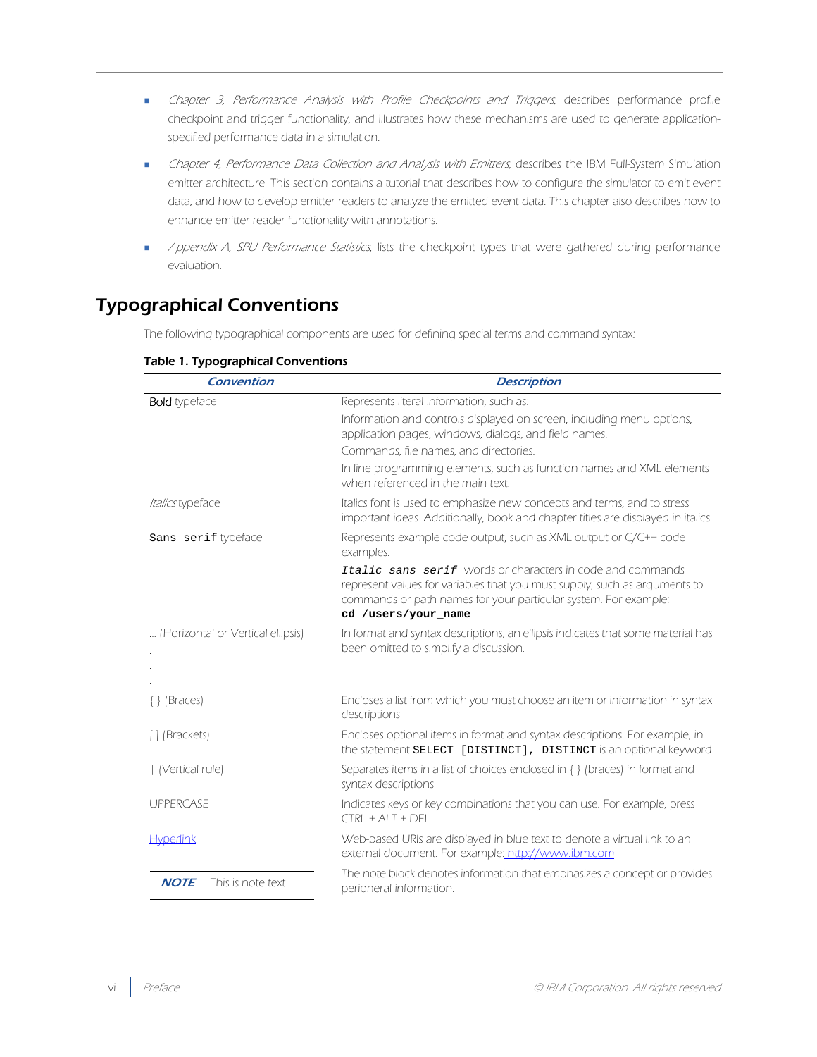- *Chapter 3, Performance Analysis with Profile Checkpoints and Triggers*, describes performance profile checkpoint and trigger functionality, and illustrates how these mechanisms are used to generate application-specified performance data in a simulation.
- *Chapter 4, Performance Data Collection and Analysis with Emitters*, describes the IBM Full-System Simulation emitter architecture. This section contains a tutorial that describes how to configure the simulator to emit event data, and how to develop emitter readers to analyze the emitted event data. This chapter also describes how to enhance emitter reader functionality with annotations.
- *Appendix A, SPU Performance Statistics*, lists the checkpoint types that were gathered during performance evaluation.

## Typographical Conventions

The following typographical components are used for defining special terms and command syntax:

**Table 1. Typographical Conventions**

| Convention | Description |
|---|---|
| **Bold** typeface | Represents literal information, such as:<br>Information and controls displayed on screen, including menu options, application pages, windows, dialogs, and field names.<br>Commands, file names, and directories.<br>In-line programming elements, such as function names and XML elements when referenced in the main text. |
| *Italics* typeface | Italics font is used to emphasize new concepts and terms, and to stress important ideas. Additionally, book and chapter titles are displayed in italics. |
| `Sans serif` typeface | Represents example code output, such as XML output or C/C++ code examples.<br>*`Italic sans serif`* words or characters in code and commands represent values for variables that you must supply, such as arguments to commands or path names for your particular system. For example: **`cd /users/your_name`** |
| ... (Horizontal or Vertical ellipsis)<br>.<br>.<br>. | In format and syntax descriptions, an ellipsis indicates that some material has been omitted to simplify a discussion. |
| { } (Braces) | Encloses a list from which you must choose an item or information in syntax descriptions. |
| [ ] (Brackets) | Encloses optional items in format and syntax descriptions. For example, in the statement `SELECT [DISTINCT]`, `DISTINCT` is an optional keyword. |
| \| (Vertical rule) | Separates items in a list of choices enclosed in { } (braces) in format and syntax descriptions. |
| UPPERCASE | Indicates keys or key combinations that you can use. For example, press CTRL + ALT + DEL. |
| [Hyperlink](#) | Web-based URIs are displayed in blue text to denote a virtual link to an external document. For example: [http://www.ibm.com](http://www.ibm.com) |
| ***NOTE*** This is note text. | The note block denotes information that emphasizes a concept or provides peripheral information. |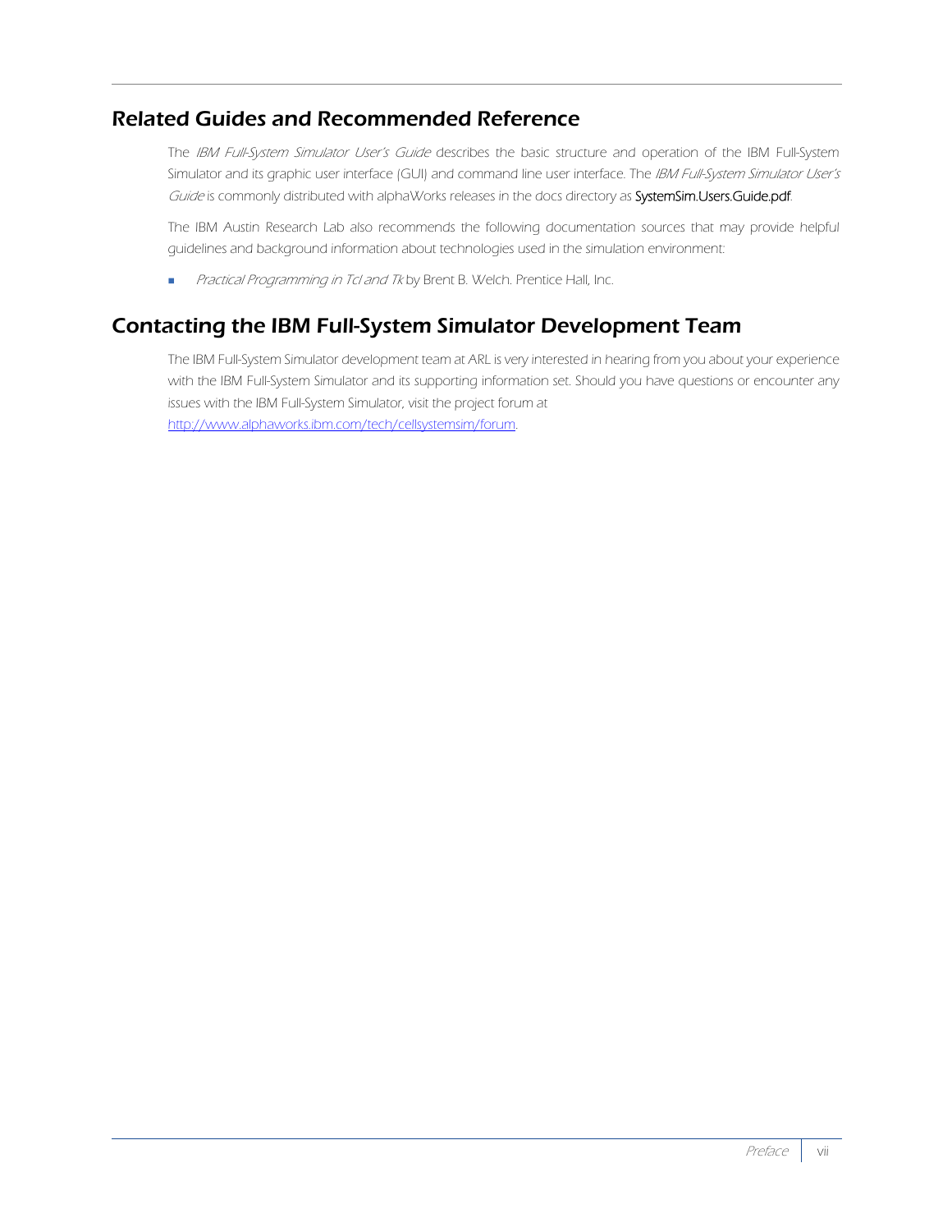## Related Guides and Recommended Reference

The *IBM Full-System Simulator User's Guide* describes the basic structure and operation of the IBM Full-System Simulator and its graphic user interface (GUI) and command line user interface. The *IBM Full-System Simulator User's Guide* is commonly distributed with alphaWorks releases in the docs directory as SystemSim.Users.Guide.pdf.

The IBM Austin Research Lab also recommends the following documentation sources that may provide helpful guidelines and background information about technologies used in the simulation environment:

- *Practical Programming in Tcl and Tk* by Brent B. Welch. Prentice Hall, Inc.

## Contacting the IBM Full-System Simulator Development Team

The IBM Full-System Simulator development team at ARL is very interested in hearing from you about your experience with the IBM Full-System Simulator and its supporting information set. Should you have questions or encounter any issues with the IBM Full-System Simulator, visit the project forum at http://www.alphaworks.ibm.com/tech/cellsystemsim/forum.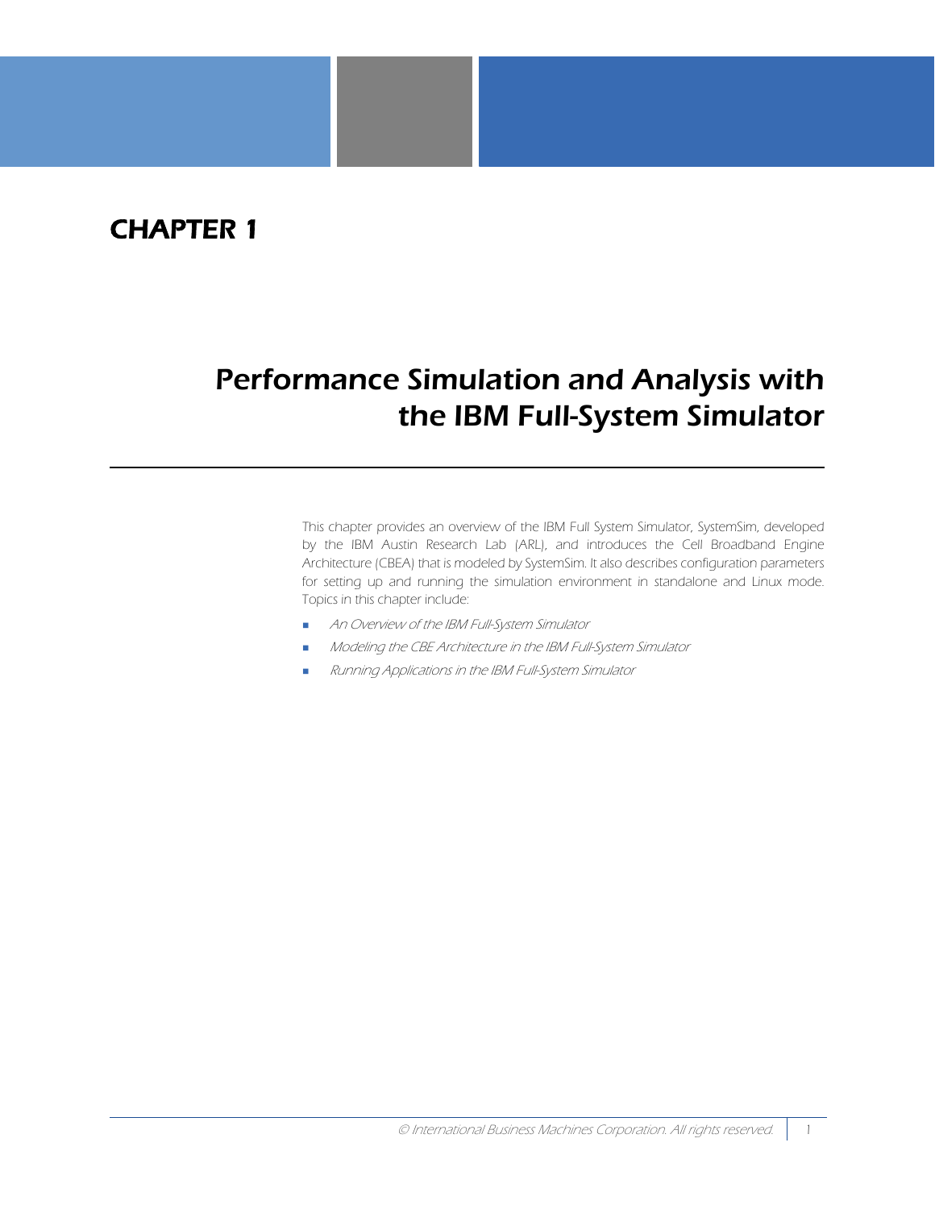# CHAPTER 1

# Performance Simulation and Analysis with the IBM Full-System Simulator

This chapter provides an overview of the IBM Full System Simulator, SystemSim, developed by the IBM Austin Research Lab (ARL), and introduces the Cell Broadband Engine Architecture (CBEA) that is modeled by SystemSim. It also describes configuration parameters for setting up and running the simulation environment in standalone and Linux mode. Topics in this chapter include:

- *An Overview of the IBM Full-System Simulator*
- *Modeling the CBE Architecture in the IBM Full-System Simulator*
- *Running Applications in the IBM Full-System Simulator*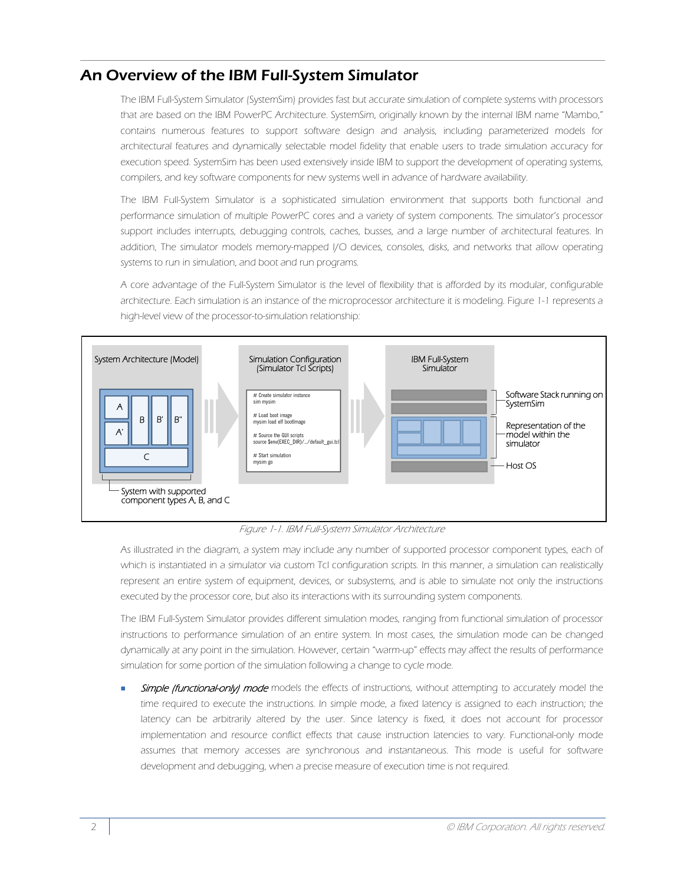## An Overview of the IBM Full-System Simulator

The IBM Full-System Simulator (SystemSim) provides fast but accurate simulation of complete systems with processors that are based on the IBM PowerPC Architecture. SystemSim, originally known by the internal IBM name "Mambo," contains numerous features to support software design and analysis, including parameterized models for architectural features and dynamically selectable model fidelity that enable users to trade simulation accuracy for execution speed. SystemSim has been used extensively inside IBM to support the development of operating systems, compilers, and key software components for new systems well in advance of hardware availability.

The IBM Full-System Simulator is a sophisticated simulation environment that supports both functional and performance simulation of multiple PowerPC cores and a variety of system components. The simulator's processor support includes interrupts, debugging controls, caches, busses, and a large number of architectural features. In addition, The simulator models memory-mapped I/O devices, consoles, disks, and networks that allow operating systems to run in simulation, and boot and run programs.

A core advantage of the Full-System Simulator is the level of flexibility that is afforded by its modular, configurable architecture. Each simulation is an instance of the microprocessor architecture it is modeling. Figure 1-1 represents a high-level view of the processor-to-simulation relationship:

System Architecture (Model) | Simulation Configuration (Simulator Tcl Scripts) | IBM Full-System Simulator

```
# Create simulator instance
sim mysim

# Load boot image
mysim load elf bootImage

# Source the GUI scripts
source $env(EXEC_DIR)/../default_gui.tcl

# Start simulation
mysim go
```

Software Stack running on SystemSim; Representation of the model within the simulator; Host OS; System with supported component types A, B, and C

*Figure 1-1. IBM Full-System Simulator Architecture*

As illustrated in the diagram, a system may include any number of supported processor component types, each of which is instantiated in a simulator via custom Tcl configuration scripts. In this manner, a simulation can realistically represent an entire system of equipment, devices, or subsystems, and is able to simulate not only the instructions executed by the processor core, but also its interactions with its surrounding system components.

The IBM Full-System Simulator provides different simulation modes, ranging from functional simulation of processor instructions to performance simulation of an entire system. In most cases, the simulation mode can be changed dynamically at any point in the simulation. However, certain "warm-up" effects may affect the results of performance simulation for some portion of the simulation following a change to cycle mode.

- *Simple (functional-only) mode* models the effects of instructions, without attempting to accurately model the time required to execute the instructions. In simple mode, a fixed latency is assigned to each instruction; the latency can be arbitrarily altered by the user. Since latency is fixed, it does not account for processor implementation and resource conflict effects that cause instruction latencies to vary. Functional-only mode assumes that memory accesses are synchronous and instantaneous. This mode is useful for software development and debugging, when a precise measure of execution time is not required.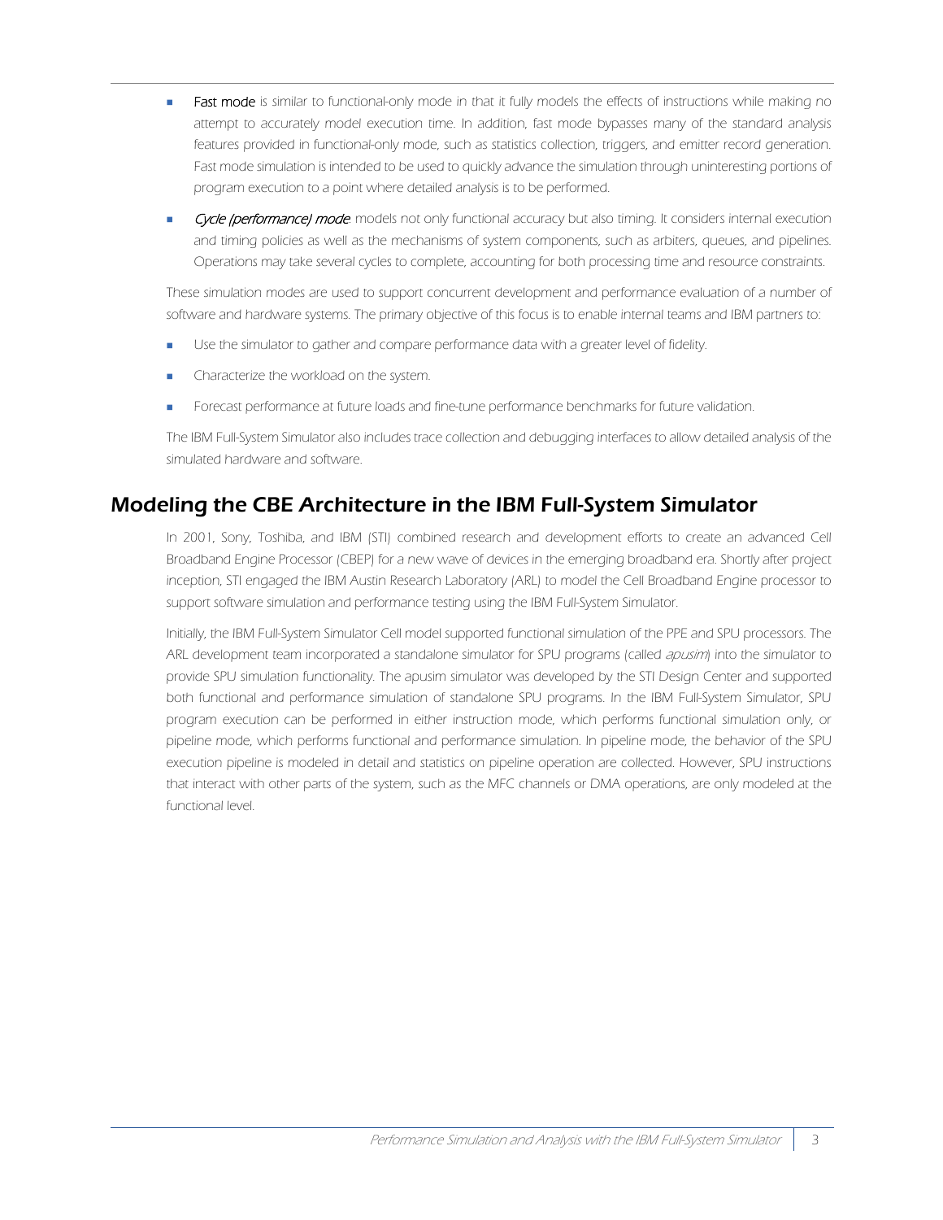- **Fast mode** is similar to functional-only mode in that it fully models the effects of instructions while making no attempt to accurately model execution time. In addition, fast mode bypasses many of the standard analysis features provided in functional-only mode, such as statistics collection, triggers, and emitter record generation. Fast mode simulation is intended to be used to quickly advance the simulation through uninteresting portions of program execution to a point where detailed analysis is to be performed.
- *Cycle (performance) mode* models not only functional accuracy but also timing. It considers internal execution and timing policies as well as the mechanisms of system components, such as arbiters, queues, and pipelines. Operations may take several cycles to complete, accounting for both processing time and resource constraints.

These simulation modes are used to support concurrent development and performance evaluation of a number of software and hardware systems. The primary objective of this focus is to enable internal teams and IBM partners to:

- Use the simulator to gather and compare performance data with a greater level of fidelity.
- Characterize the workload on the system.
- Forecast performance at future loads and fine-tune performance benchmarks for future validation.

The IBM Full-System Simulator also includes trace collection and debugging interfaces to allow detailed analysis of the simulated hardware and software.

## Modeling the CBE Architecture in the IBM Full-System Simulator

In 2001, Sony, Toshiba, and IBM (STI) combined research and development efforts to create an advanced Cell Broadband Engine Processor (CBEP) for a new wave of devices in the emerging broadband era. Shortly after project inception, STI engaged the IBM Austin Research Laboratory (ARL) to model the Cell Broadband Engine processor to support software simulation and performance testing using the IBM Full-System Simulator.

Initially, the IBM Full-System Simulator Cell model supported functional simulation of the PPE and SPU processors. The ARL development team incorporated a standalone simulator for SPU programs (called *apusim*) into the simulator to provide SPU simulation functionality. The apusim simulator was developed by the STI Design Center and supported both functional and performance simulation of standalone SPU programs. In the IBM Full-System Simulator, SPU program execution can be performed in either instruction mode, which performs functional simulation only, or pipeline mode, which performs functional and performance simulation. In pipeline mode, the behavior of the SPU execution pipeline is modeled in detail and statistics on pipeline operation are collected. However, SPU instructions that interact with other parts of the system, such as the MFC channels or DMA operations, are only modeled at the functional level.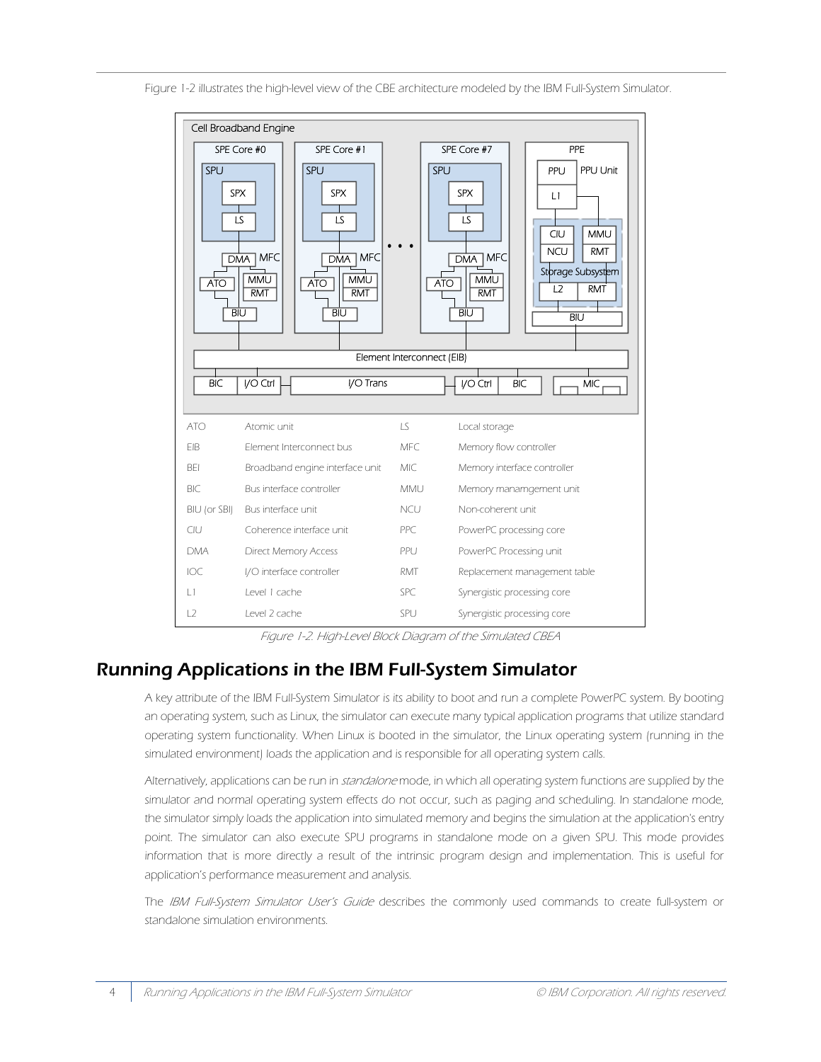Figure 1-2 illustrates the high-level view of the CBE architecture modeled by the IBM Full-System Simulator.

| | | | |
|---|---|---|---|
| ATO | Atomic unit | LS | Local storage |
| EIB | Element Interconnect bus | MFC | Memory flow controller |
| BEI | Broadband engine interface unit | MIC | Memory interface controller |
| BIC | Bus interface controller | MMU | Memory manamgement unit |
| BIU (or SBI) | Bus interface unit | NCU | Non-coherent unit |
| CIU | Coherence interface unit | PPC | PowerPC processing core |
| DMA | Direct Memory Access | PPU | PowerPC Processing unit |
| IOC | I/O interface controller | RMT | Replacement management table |
| L1 | Level 1 cache | SPC | Synergistic processing core |
| L2 | Level 2 cache | SPU | Synergistic processing core |

*Figure 1-2. High-Level Block Diagram of the Simulated CBEA*

## Running Applications in the IBM Full-System Simulator

A key attribute of the IBM Full-System Simulator is its ability to boot and run a complete PowerPC system. By booting an operating system, such as Linux, the simulator can execute many typical application programs that utilize standard operating system functionality. When Linux is booted in the simulator, the Linux operating system (running in the simulated environment) loads the application and is responsible for all operating system calls.

Alternatively, applications can be run in *standalone* mode, in which all operating system functions are supplied by the simulator and normal operating system effects do not occur, such as paging and scheduling. In standalone mode, the simulator simply loads the application into simulated memory and begins the simulation at the application's entry point. The simulator can also execute SPU programs in standalone mode on a given SPU. This mode provides information that is more directly a result of the intrinsic program design and implementation. This is useful for application's performance measurement and analysis.

The *IBM Full-System Simulator User's Guide* describes the commonly used commands to create full-system or standalone simulation environments.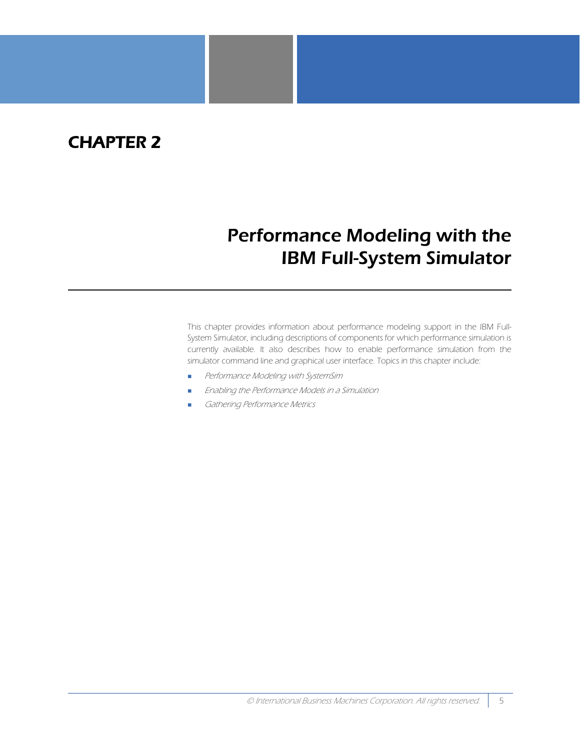# CHAPTER 2

# Performance Modeling with the IBM Full-System Simulator

This chapter provides information about performance modeling support in the IBM Full-System Simulator, including descriptions of components for which performance simulation is currently available. It also describes how to enable performance simulation from the simulator command line and graphical user interface. Topics in this chapter include:

- *Performance Modeling with SystemSim*
- *Enabling the Performance Models in a Simulation*
- *Gathering Performance Metrics*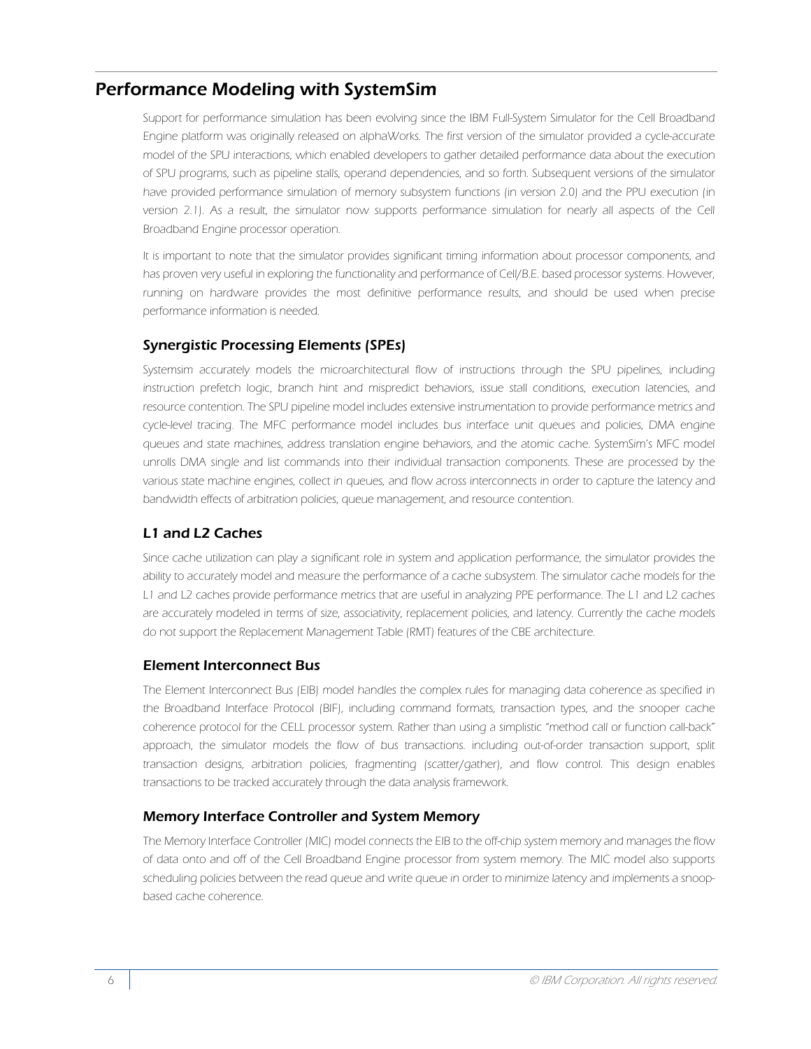# Performance Modeling with SystemSim

*Support for performance simulation has been evolving since the IBM Full-System Simulator for the Cell Broadband Engine platform was originally released on alphaWorks. The first version of the simulator provided a cycle-accurate model of the SPU interactions, which enabled developers to gather detailed performance data about the execution of SPU programs, such as pipeline stalls, operand dependencies, and so forth. Subsequent versions of the simulator have provided performance simulation of memory subsystem functions (in version 2.0) and the PPU execution (in version 2.1). As a result, the simulator now supports performance simulation for nearly all aspects of the Cell Broadband Engine processor operation.*

*It is important to note that the simulator provides significant timing information about processor components, and has proven very useful in exploring the functionality and performance of Cell/B.E. based processor systems. However, running on hardware provides the most definitive performance results, and should be used when precise performance information is needed.*

## Synergistic Processing Elements (SPEs)

*Systemsim accurately models the microarchitectural flow of instructions through the SPU pipelines, including instruction prefetch logic, branch hint and mispredict behaviors, issue stall conditions, execution latencies, and resource contention. The SPU pipeline model includes extensive instrumentation to provide performance metrics and cycle-level tracing. The MFC performance model includes bus interface unit queues and policies, DMA engine queues and state machines, address translation engine behaviors, and the atomic cache. SystemSim's MFC model unrolls DMA single and list commands into their individual transaction components. These are processed by the various state machine engines, collect in queues, and flow across interconnects in order to capture the latency and bandwidth effects of arbitration policies, queue management, and resource contention.*

## L1 and L2 Caches

*Since cache utilization can play a significant role in system and application performance, the simulator provides the ability to accurately model and measure the performance of a cache subsystem. The simulator cache models for the L1 and L2 caches provide performance metrics that are useful in analyzing PPE performance. The L1 and L2 caches are accurately modeled in terms of size, associativity, replacement policies, and latency. Currently the cache models do not support the Replacement Management Table (RMT) features of the CBE architecture.*

## Element Interconnect Bus

*The Element Interconnect Bus (EIB) model handles the complex rules for managing data coherence as specified in the Broadband Interface Protocol (BIF), including command formats, transaction types, and the snooper cache coherence protocol for the CELL processor system. Rather than using a simplistic "method call or function call-back" approach, the simulator models the flow of bus transactions. including out-of-order transaction support, split transaction designs, arbitration policies, fragmenting (scatter/gather), and flow control. This design enables transactions to be tracked accurately through the data analysis framework.*

## Memory Interface Controller and System Memory

*The Memory Interface Controller (MIC) model connects the EIB to the off-chip system memory and manages the flow of data onto and off of the Cell Broadband Engine processor from system memory. The MIC model also supports scheduling policies between the read queue and write queue in order to minimize latency and implements a snoop-based cache coherence.*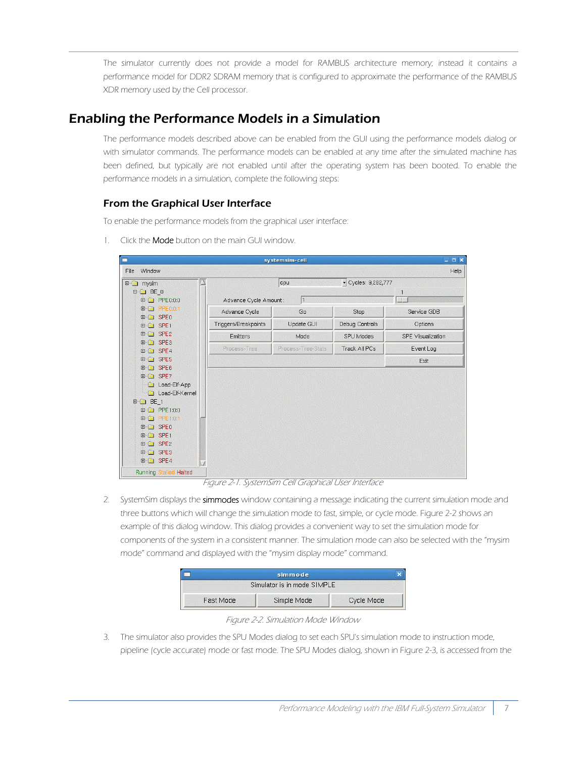The simulator currently does not provide a model for RAMBUS architecture memory; instead it contains a performance model for DDR2 SDRAM memory that is configured to approximate the performance of the RAMBUS XDR memory used by the Cell processor.

## Enabling the Performance Models in a Simulation

The performance models described above can be enabled from the GUI using the performance models dialog or with simulator commands. The performance models can be enabled at any time after the simulated machine has been defined, but typically are not enabled until after the operating system has been booted. To enable the performance models in a simulation, complete the following steps:

### From the Graphical User Interface

To enable the performance models from the graphical user interface:

1. Click the Mode button on the main GUI window.

*Figure 2-1. SystemSim Cell Graphical User Interface*

2. SystemSim displays the simmodes window containing a message indicating the current simulation mode and three buttons which will change the simulation mode to fast, simple, or cycle mode. Figure 2-2 shows an example of this dialog window. This dialog provides a convenient way to set the simulation mode for components of the system in a consistent manner. The simulation mode can also be selected with the “mysim mode” command and displayed with the “mysim display mode” command.

*Figure 2-2. Simulation Mode Window*

3. The simulator also provides the SPU Modes dialog to set each SPU's simulation mode to instruction mode, pipeline (cycle accurate) mode or fast mode. The SPU Modes dialog, shown in Figure 2-3, is accessed from the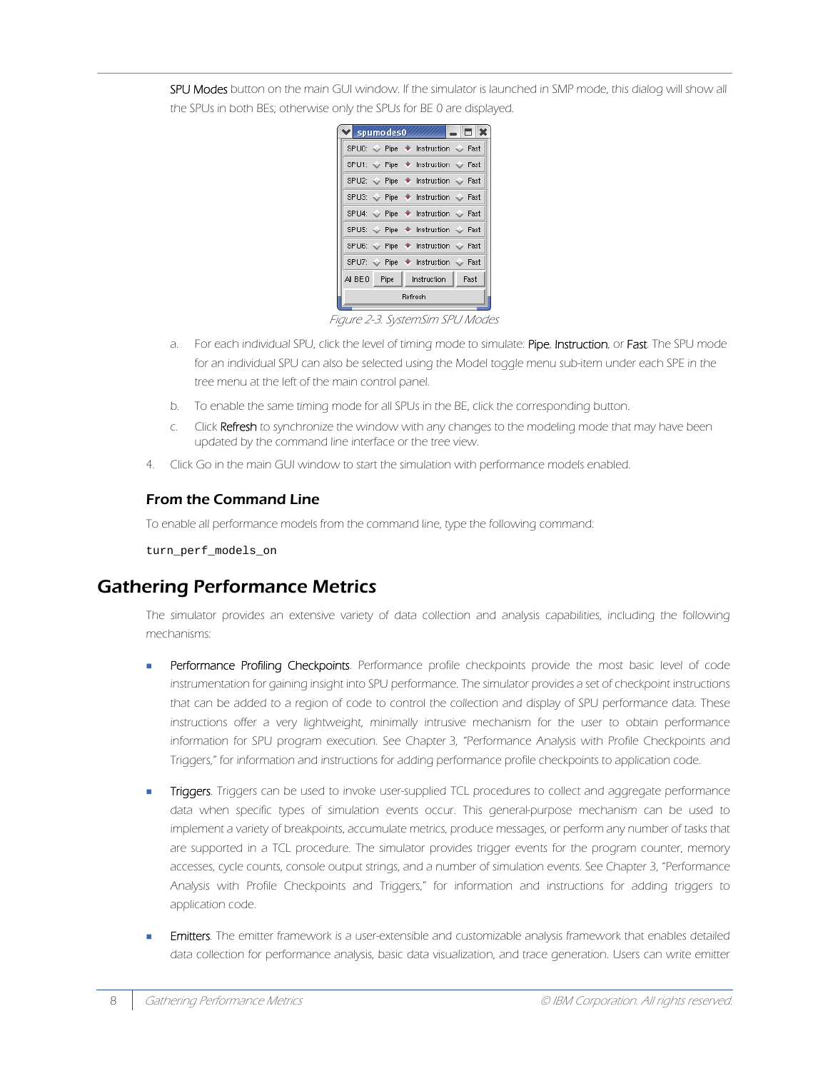SPU Modes button on the main GUI window. If the simulator is launched in SMP mode, this dialog will show all the SPUs in both BEs; otherwise only the SPUs for BE 0 are displayed.

*Figure 2-3. SystemSim SPU Modes*

a. For each individual SPU, click the level of timing mode to simulate: Pipe, Instruction, or Fast. The SPU mode for an individual SPU can also be selected using the Model toggle menu sub-item under each SPE in the tree menu at the left of the main control panel.

b. To enable the same timing mode for all SPUs in the BE, click the corresponding button.

c. Click Refresh to synchronize the window with any changes to the modeling mode that may have been updated by the command line interface or the tree view.

4. Click Go in the main GUI window to start the simulation with performance models enabled.

### From the Command Line

To enable all performance models from the command line, type the following command:

```
turn_perf_models_on
```

## Gathering Performance Metrics

The simulator provides an extensive variety of data collection and analysis capabilities, including the following mechanisms:

- Performance Profiling Checkpoints. Performance profile checkpoints provide the most basic level of code instrumentation for gaining insight into SPU performance. The simulator provides a set of checkpoint instructions that can be added to a region of code to control the collection and display of SPU performance data. These instructions offer a very lightweight, minimally intrusive mechanism for the user to obtain performance information for SPU program execution. See Chapter 3, "Performance Analysis with Profile Checkpoints and Triggers," for information and instructions for adding performance profile checkpoints to application code.

- Triggers. Triggers can be used to invoke user-supplied TCL procedures to collect and aggregate performance data when specific types of simulation events occur. This general-purpose mechanism can be used to implement a variety of breakpoints, accumulate metrics, produce messages, or perform any number of tasks that are supported in a TCL procedure. The simulator provides trigger events for the program counter, memory accesses, cycle counts, console output strings, and a number of simulation events. See Chapter 3, "Performance Analysis with Profile Checkpoints and Triggers," for information and instructions for adding triggers to application code.

- Emitters. The emitter framework is a user-extensible and customizable analysis framework that enables detailed data collection for performance analysis, basic data visualization, and trace generation. Users can write emitter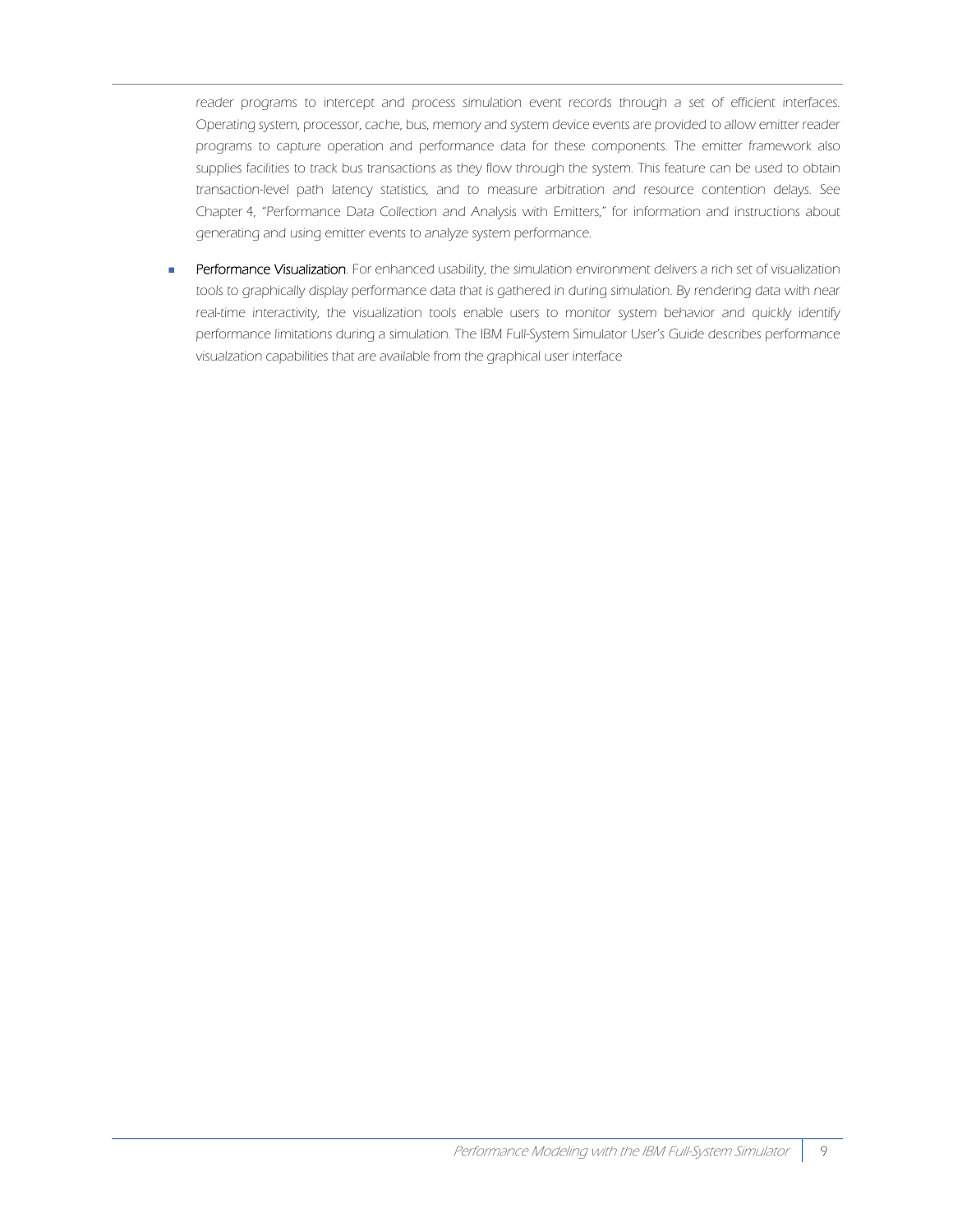reader programs to intercept and process simulation event records through a set of efficient interfaces. Operating system, processor, cache, bus, memory and system device events are provided to allow emitter reader programs to capture operation and performance data for these components. The emitter framework also supplies facilities to track bus transactions as they flow through the system. This feature can be used to obtain transaction-level path latency statistics, and to measure arbitration and resource contention delays. See Chapter 4, "Performance Data Collection and Analysis with Emitters," for information and instructions about generating and using emitter events to analyze system performance.

- Performance Visualization. For enhanced usability, the simulation environment delivers a rich set of visualization tools to graphically display performance data that is gathered in during simulation. By rendering data with near real-time interactivity, the visualization tools enable users to monitor system behavior and quickly identify performance limitations during a simulation. The IBM Full-System Simulator User's Guide describes performance visualzation capabilities that are available from the graphical user interface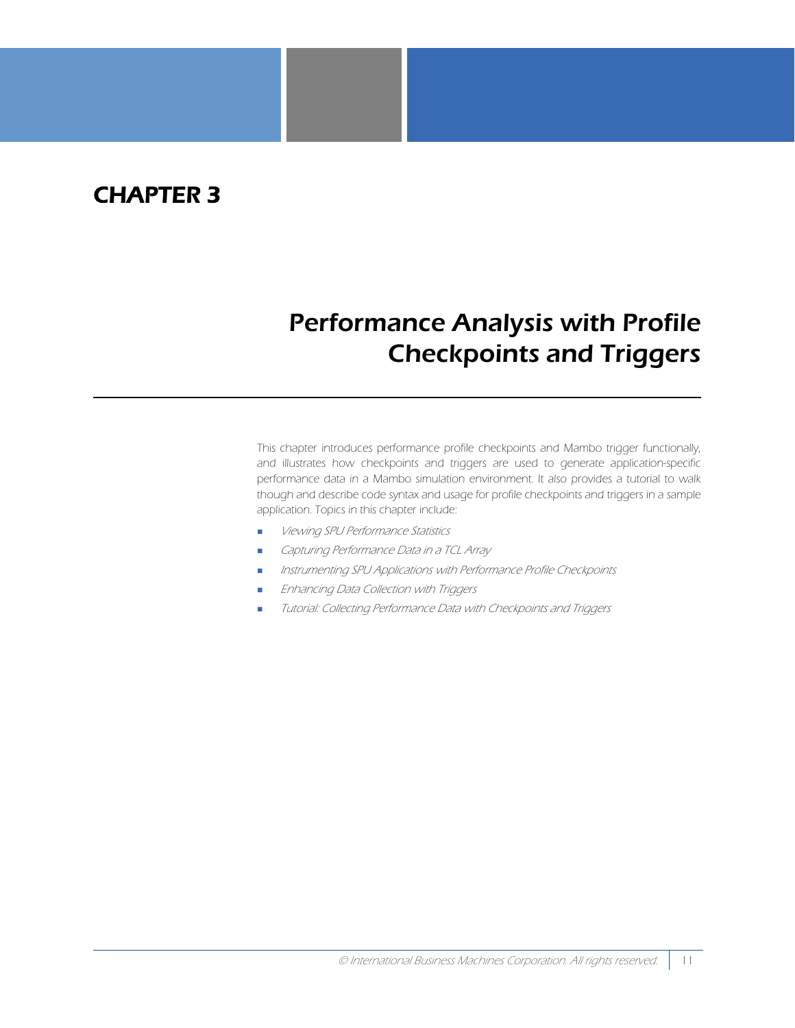# CHAPTER 3

# Performance Analysis with Profile Checkpoints and Triggers

This chapter introduces performance profile checkpoints and Mambo trigger functionally, and illustrates how checkpoints and triggers are used to generate application-specific performance data in a Mambo simulation environment. It also provides a tutorial to walk though and describe code syntax and usage for profile checkpoints and triggers in a sample application. Topics in this chapter include:

- *Viewing SPU Performance Statistics*
- *Capturing Performance Data in a TCL Array*
- *Instrumenting SPU Applications with Performance Profile Checkpoints*
- *Enhancing Data Collection with Triggers*
- *Tutorial: Collecting Performance Data with Checkpoints and Triggers*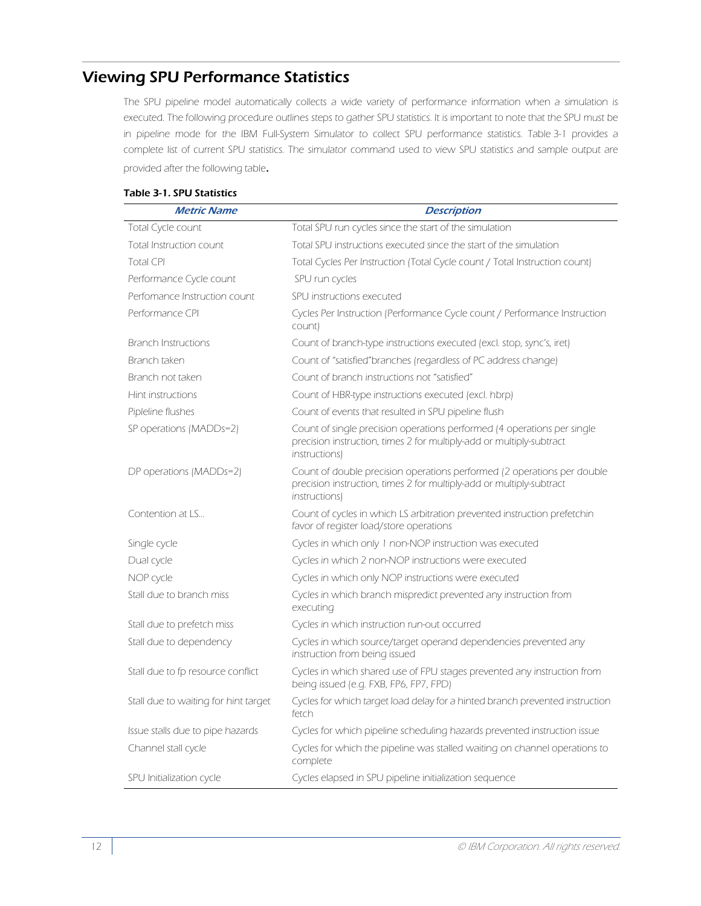## Viewing SPU Performance Statistics

The SPU pipeline model automatically collects a wide variety of performance information when a simulation is executed. The following procedure outlines steps to gather SPU statistics. It is important to note that the SPU must be in pipeline mode for the IBM Full-System Simulator to collect SPU performance statistics. Table 3-1 provides a complete list of current SPU statistics. The simulator command used to view SPU statistics and sample output are provided after the following table.

**Table 3-1. SPU Statistics**

| Metric Name | Description |
|---|---|
| Total Cycle count | Total SPU run cycles since the start of the simulation |
| Total Instruction count | Total SPU instructions executed since the start of the simulation |
| Total CPI | Total Cycles Per Instruction (Total Cycle count / Total Instruction count) |
| Performance Cycle count | SPU run cycles |
| Perfomance Instruction count | SPU instructions executed |
| Performance CPI | Cycles Per Instruction (Performance Cycle count / Performance Instruction count) |
| Branch Instructions | Count of branch-type instructions executed (excl. stop, sync's, iret) |
| Branch taken | Count of "satisfied"branches (regardless of PC address change) |
| Branch not taken | Count of branch instructions not "satisfied" |
| Hint instructions | Count of HBR-type instructions executed (excl. hbrp) |
| Pipleline flushes | Count of events that resulted in SPU pipeline flush |
| SP operations (MADDs=2) | Count of single precision operations performed (4 operations per single precision instruction, times 2 for multiply-add or multiply-subtract instructions) |
| DP operations (MADDs=2) | Count of double precision operations performed (2 operations per double precision instruction, times 2 for multiply-add or multiply-subtract instructions) |
| Contention at LS... | Count of cycles in which LS arbitration prevented instruction prefetchin favor of register load/store operations |
| Single cycle | Cycles in which only 1 non-NOP instruction was executed |
| Dual cycle | Cycles in which 2 non-NOP instructions were executed |
| NOP cycle | Cycles in which only NOP instructions were executed |
| Stall due to branch miss | Cycles in which branch mispredict prevented any instruction from executing |
| Stall due to prefetch miss | Cycles in which instruction run-out occurred |
| Stall due to dependency | Cycles in which source/target operand dependencies prevented any instruction from being issued |
| Stall due to fp resource conflict | Cycles in which shared use of FPU stages prevented any instruction from being issued (e.g. FXB, FP6, FP7, FPD) |
| Stall due to waiting for hint target | Cycles for which target load delay for a hinted branch prevented instruction fetch |
| Issue stalls due to pipe hazards | Cycles for which pipeline scheduling hazards prevented instruction issue |
| Channel stall cycle | Cycles for which the pipeline was stalled waiting on channel operations to complete |
| SPU Initialization cycle | Cycles elapsed in SPU pipeline initialization sequence |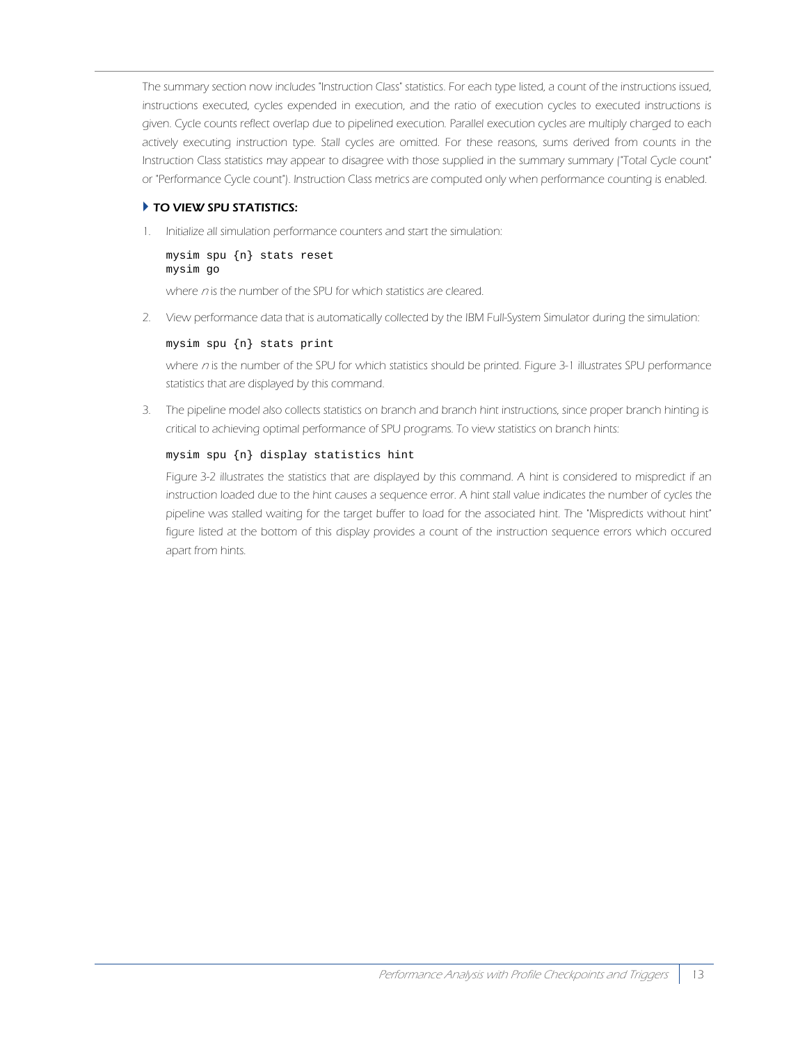The summary section now includes "Instruction Class" statistics. For each type listed, a count of the instructions issued, instructions executed, cycles expended in execution, and the ratio of execution cycles to executed instructions is given. Cycle counts reflect overlap due to pipelined execution. Parallel execution cycles are multiply charged to each actively executing instruction type. Stall cycles are omitted. For these reasons, sums derived from counts in the Instruction Class statistics may appear to disagree with those supplied in the summary summary ("Total Cycle count" or "Performance Cycle count"). Instruction Class metrics are computed only when performance counting is enabled.

### TO VIEW SPU STATISTICS:

1. Initialize all simulation performance counters and start the simulation:

   ```
   mysim spu {n} stats reset
   mysim go
   ```

   where *n* is the number of the SPU for which statistics are cleared.

2. View performance data that is automatically collected by the IBM Full-System Simulator during the simulation:

   ```
   mysim spu {n} stats print
   ```

   where *n* is the number of the SPU for which statistics should be printed. Figure 3-1 illustrates SPU performance statistics that are displayed by this command.

3. The pipeline model also collects statistics on branch and branch hint instructions, since proper branch hinting is critical to achieving optimal performance of SPU programs. To view statistics on branch hints:

   ```
   mysim spu {n} display statistics hint
   ```

   Figure 3-2 illustrates the statistics that are displayed by this command. A hint is considered to mispredict if an instruction loaded due to the hint causes a sequence error. A hint stall value indicates the number of cycles the pipeline was stalled waiting for the target buffer to load for the associated hint. The "Mispredicts without hint" figure listed at the bottom of this display provides a count of the instruction sequence errors which occured apart from hints.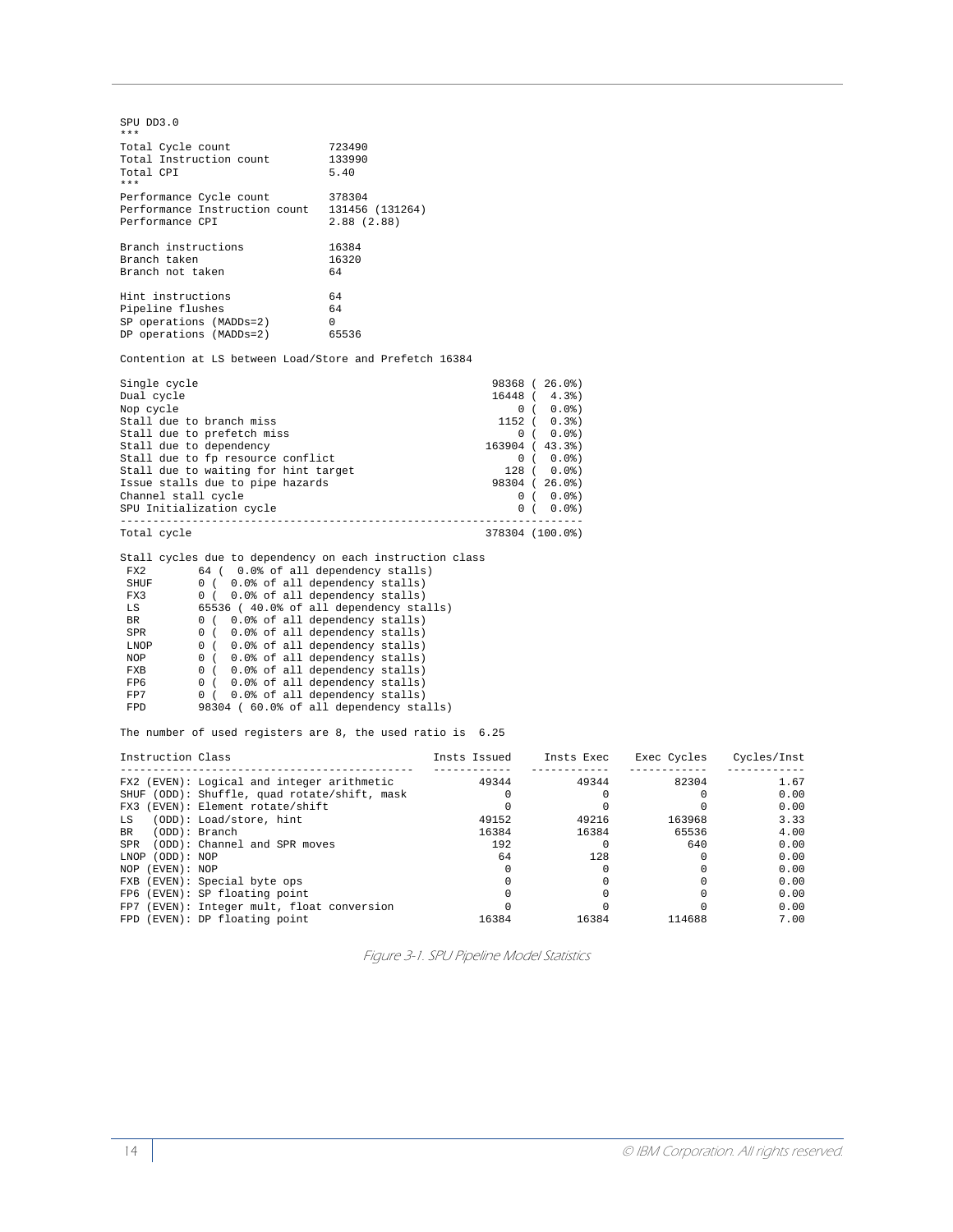```
SPU DD3.0
***
Total Cycle count              723490
Total Instruction count        133990
Total CPI                      5.40
***
Performance Cycle count        378304
Performance Instruction count  131456 (131264)
Performance CPI                2.88 (2.88)

Branch instructions            16384
Branch taken                   16320
Branch not taken               64

Hint instructions              64
Pipeline flushes               64
SP operations (MADDs=2)        0
DP operations (MADDs=2)        65536

Contention at LS between Load/Store and Prefetch 16384

Single cycle                                                      98368 ( 26.0%)
Dual cycle                                                        16448 (  4.3%)
Nop cycle                                                             0 (  0.0%)
Stall due to branch miss                                           1152 (  0.3%)
Stall due to prefetch miss                                            0 (  0.0%)
Stall due to dependency                                          163904 ( 43.3%)
Stall due to fp resource conflict                                     0 (  0.0%)
Stall due to waiting for hint target                                128 (  0.0%)
Issue stalls due to pipe hazards                                  98304 ( 26.0%)
Channel stall cycle                                                   0 (  0.0%)
SPU Initialization cycle                                              0 (  0.0%)
-----------------------------------------------------------------------
Total cycle                                                      378304 (100.0%)

Stall cycles due to dependency on each instruction class
 FX2        64 (  0.0% of all dependency stalls)
 SHUF       0 (  0.0% of all dependency stalls)
 FX3        0 (  0.0% of all dependency stalls)
 LS         65536 ( 40.0% of all dependency stalls)
 BR         0 (  0.0% of all dependency stalls)
 SPR        0 (  0.0% of all dependency stalls)
 LNOP       0 (  0.0% of all dependency stalls)
 NOP        0 (  0.0% of all dependency stalls)
 FXB        0 (  0.0% of all dependency stalls)
 FP6        0 (  0.0% of all dependency stalls)
 FP7        0 (  0.0% of all dependency stalls)
 FPD        98304 ( 60.0% of all dependency stalls)

The number of used registers are 8, the used ratio is  6.25

Instruction Class                               Insts Issued    Insts Exec   Exec Cycles    Cycles/Inst
---------------------------------------------   ------------  ------------  ------------   ------------
FX2 (EVEN): Logical and integer arithmetic             49344         49344         82304           1.67
SHUF (ODD): Shuffle, quad rotate/shift, mask               0             0             0           0.00
FX3 (EVEN): Element rotate/shift                           0             0             0           0.00
LS   (ODD): Load/store, hint                           49152         49216        163968           3.33
BR   (ODD): Branch                                     16384         16384         65536           4.00
SPR  (ODD): Channel and SPR moves                        192             0           640           0.00
LNOP (ODD): NOP                                           64           128             0           0.00
NOP (EVEN): NOP                                            0             0             0           0.00
FXB (EVEN): Special byte ops                               0             0             0           0.00
FP6 (EVEN): SP floating point                              0             0             0           0.00
FP7 (EVEN): Integer mult, float conversion                 0             0             0           0.00
FPD (EVEN): DP floating point                          16384         16384        114688           7.00
```

Figure 3-1. SPU Pipeline Model Statistics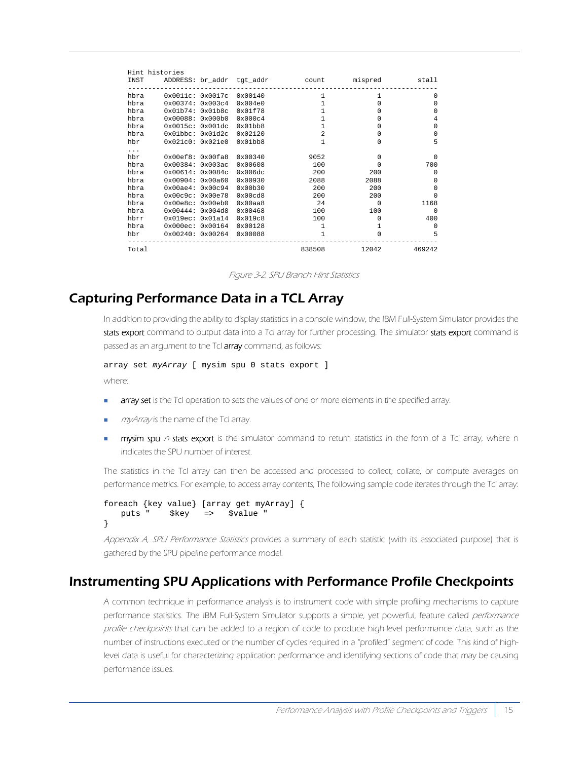```
Hint histories
INST     ADDRESS: br_addr  tgt_addr        count      mispred        stall
---------------------------------------------------------------------------
hbra     0x0011c: 0x0017c  0x00140             1            1            0
hbra     0x00374: 0x003c4  0x004e0             1            0            0
hbra     0x01b74: 0x01b8c  0x01f78             1            0            0
hbra     0x00088: 0x000b0  0x000c4             1            0            4
hbra     0x0015c: 0x001dc  0x01bb8             1            0            0
hbra     0x01bbc: 0x01d2c  0x02120             2            0            0
hbr      0x021c0: 0x021e0  0x01bb8             1            0            5
...
hbr      0x00ef8: 0x00fa8  0x00340          9052            0            0
hbra     0x00384: 0x003ac  0x00608           100            0          700
hbra     0x00614: 0x0084c  0x006dc           200          200            0
hbra     0x00904: 0x00a60  0x00930          2088         2088            0
hbra     0x00ae4: 0x00c94  0x00b30           200          200            0
hbra     0x00c9c: 0x00e78  0x00cd8           200          200            0
hbra     0x00e8c: 0x00eb0  0x00aa8            24            0         1168
hbra     0x00444: 0x004d8  0x00468           100          100            0
hbrr     0x019ec: 0x01a14  0x019c8           100            0          400
hbra     0x000ec: 0x00164  0x00128             1            1            0
hbr      0x00240: 0x00264  0x00088             1            0            5
---------------------------------------------------------------------------
Total                                     838508        12042       469242
```

*Figure 3-2. SPU Branch Hint Statistics*

## Capturing Performance Data in a TCL Array

In addition to providing the ability to display statistics in a console window, the IBM Full-System Simulator provides the **stats export** command to output data into a Tcl array for further processing. The simulator **stats export** command is passed as an argument to the Tcl **array** command, as follows:

```
array set myArray [ mysim spu 0 stats export ]
```

where:

- **array set** is the Tcl operation to sets the values of one or more elements in the specified array.
- *myArray* is the name of the Tcl array.
- **mysim spu** *n* **stats export** is the simulator command to return statistics in the form of a Tcl array, where n indicates the SPU number of interest.

The statistics in the Tcl array can then be accessed and processed to collect, collate, or compute averages on performance metrics. For example, to access array contents, The following sample code iterates through the Tcl array:

```
foreach {key value} [array get myArray] {
    puts "    $key   =>   $value "
}
```

*Appendix A, SPU Performance Statistics* provides a summary of each statistic (with its associated purpose) that is gathered by the SPU pipeline performance model.

## Instrumenting SPU Applications with Performance Profile Checkpoints

A common technique in performance analysis is to instrument code with simple profiling mechanisms to capture performance statistics. The IBM Full-System Simulator supports a simple, yet powerful, feature called *performance profile checkpoints* that can be added to a region of code to produce high-level performance data, such as the number of instructions executed or the number of cycles required in a "profiled" segment of code. This kind of high-level data is useful for characterizing application performance and identifying sections of code that may be causing performance issues.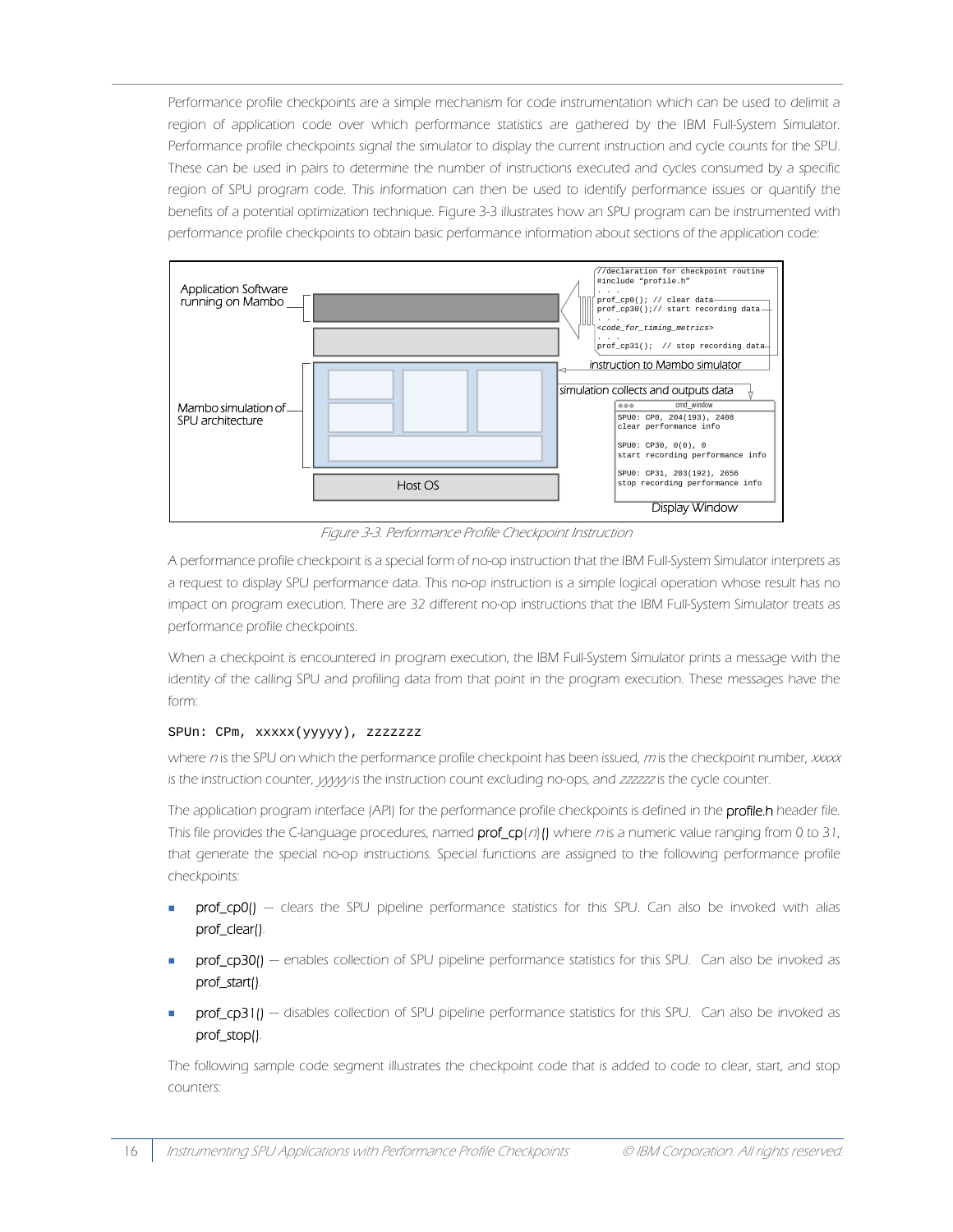Performance profile checkpoints are a simple mechanism for code instrumentation which can be used to delimit a region of application code over which performance statistics are gathered by the IBM Full-System Simulator. Performance profile checkpoints signal the simulator to display the current instruction and cycle counts for the SPU. These can be used in pairs to determine the number of instructions executed and cycles consumed by a specific region of SPU program code. This information can then be used to identify performance issues or quantify the benefits of a potential optimization technique. Figure 3-3 illustrates how an SPU program can be instrumented with performance profile checkpoints to obtain basic performance information about sections of the application code:

*Figure 3-3. Performance Profile Checkpoint Instruction*

A performance profile checkpoint is a special form of no-op instruction that the IBM Full-System Simulator interprets as a request to display SPU performance data. This no-op instruction is a simple logical operation whose result has no impact on program execution. There are 32 different no-op instructions that the IBM Full-System Simulator treats as performance profile checkpoints.

When a checkpoint is encountered in program execution, the IBM Full-System Simulator prints a message with the identity of the calling SPU and profiling data from that point in the program execution. These messages have the form:

```
SPUn: CPm, xxxxx(yyyyy), zzzzzzz
```

where *n* is the SPU on which the performance profile checkpoint has been issued, *m* is the checkpoint number, *xxxxx* is the instruction counter, *yyyyy* is the instruction count excluding no-ops, and *zzzzzz* is the cycle counter.

The application program interface (API) for the performance profile checkpoints is defined in the **profile.h** header file. This file provides the C-language procedures, named **prof_cp**{*n*}**()** where *n* is a numeric value ranging from 0 to 31, that generate the special no-op instructions. Special functions are assigned to the following performance profile checkpoints:

- **prof_cp0()** — clears the SPU pipeline performance statistics for this SPU. Can also be invoked with alias **prof_clear()**.
- **prof_cp30()** — enables collection of SPU pipeline performance statistics for this SPU. Can also be invoked as **prof_start()**.
- **prof_cp31()** — disables collection of SPU pipeline performance statistics for this SPU. Can also be invoked as **prof_stop()**.

The following sample code segment illustrates the checkpoint code that is added to code to clear, start, and stop counters: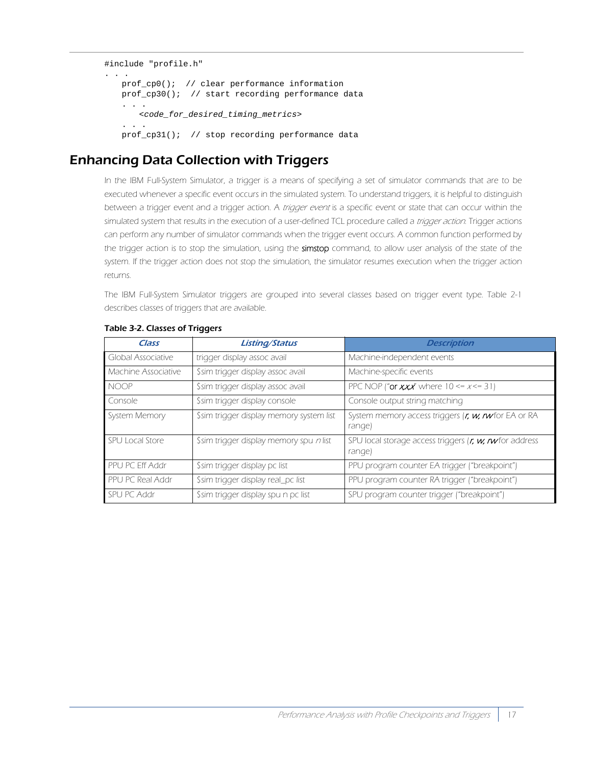```
#include "profile.h"
. . .
    prof_cp0();  // clear performance information
    prof_cp30();  // start recording performance data
    . . .
        <code_for_desired_timing_metrics>
    . . .
    prof_cp31();  // stop recording performance data
```

## Enhancing Data Collection with Triggers

*In the IBM Full-System Simulator, a trigger is a means of specifying a set of simulator commands that are to be executed whenever a specific event occurs in the simulated system. To understand triggers, it is helpful to distinguish between a trigger event and a trigger action. A* trigger event *is a specific event or state that can occur within the simulated system that results in the execution of a user-defined TCL procedure called a* trigger action*. Trigger actions can perform any number of simulator commands when the trigger event occurs. A common function performed by the trigger action is to stop the simulation, using the* **simstop** *command, to allow user analysis of the state of the system. If the trigger action does not stop the simulation, the simulator resumes execution when the trigger action returns.*

*The IBM Full-System Simulator triggers are grouped into several classes based on trigger event type. Table 2-1 describes classes of triggers that are available.*

**Table 3-2. Classes of Triggers**

| *Class* | *Listing/Status* | *Description* |
|---|---|---|
| Global Associative | trigger display assoc avail | Machine-independent events |
| Machine Associative | $sim trigger display assoc avail | Machine-specific events |
| NOOP | $sim trigger display assoc avail | PPC NOP ("or *x,x,x*" where 10 <= *x* <= 31) |
| Console | $sim trigger display console | Console output string matching |
| System Memory | $sim trigger display memory system list | System memory access triggers (*r, w, rw* for EA or RA range) |
| SPU Local Store | $sim trigger display memory spu *n* list | SPU local storage access triggers (*r, w, rw* for address range) |
| PPU PC Eff Addr | $sim trigger display pc list | PPU program counter EA trigger ("breakpoint") |
| PPU PC Real Addr | $sim trigger display real_pc list | PPU program counter RA trigger ("breakpoint") |
| SPU PC Addr | $sim trigger display spu n pc list | SPU program counter trigger ("breakpoint") |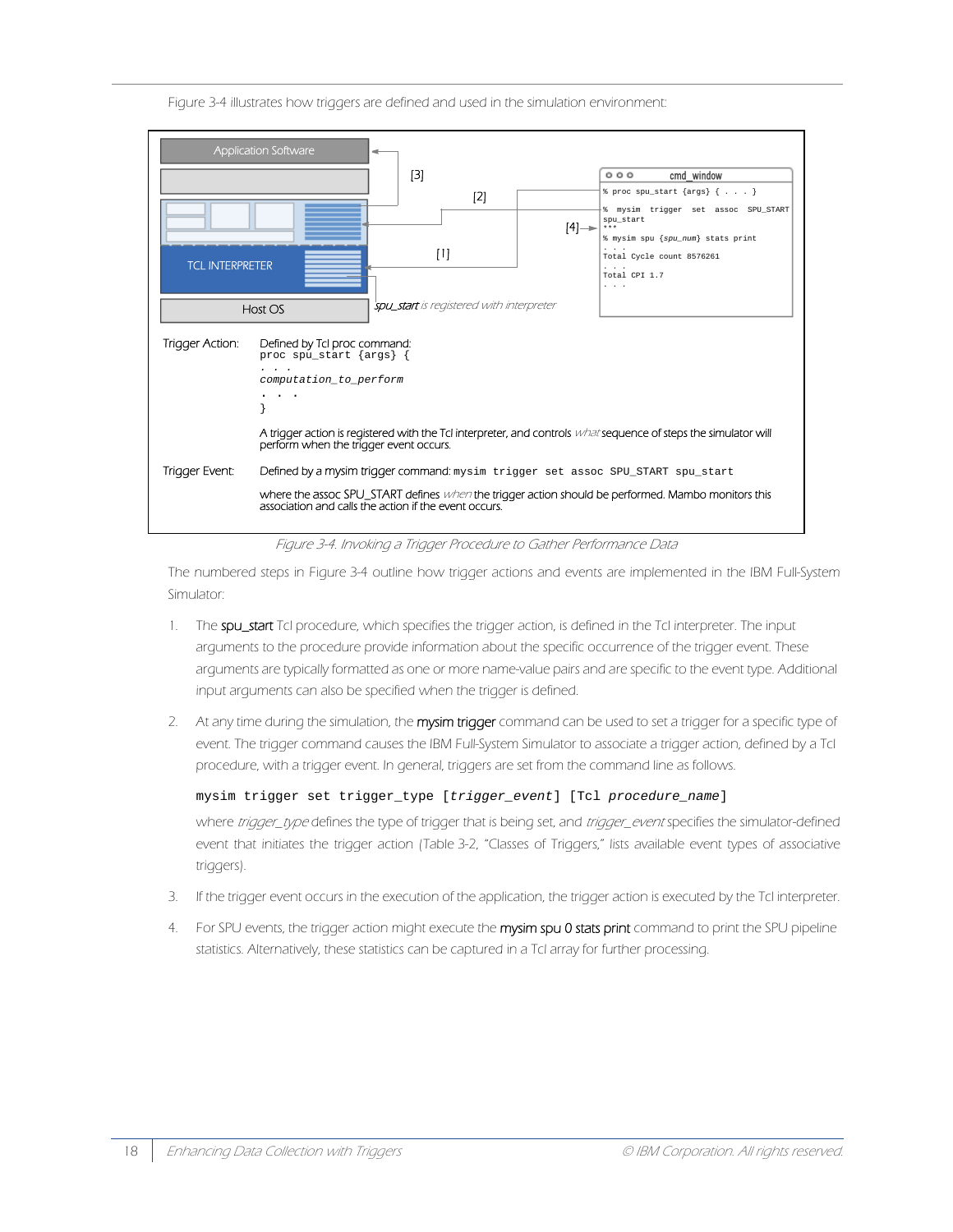Figure 3-4 illustrates how triggers are defined and used in the simulation environment:

Application Software

TCL INTERPRETER

Host OS

[1] [2] [3] [4]

*spu_start* is registered with interpreter

cmd_window

```
% proc spu_start {args} { . . . }
% mysim trigger set assoc SPU_START spu_start
***
% mysim spu {spu_num} stats print
. . .
Total Cycle count 8576261
. . .
Total CPI 1.7
. . .
```

Trigger Action: Defined by Tcl proc command:

```
proc spu_start {args} {
. . .
computation_to_perform
. . .
}
```

A trigger action is registered with the Tcl interpreter, and controls *what* sequence of steps the simulator will perform when the trigger event occurs.

Trigger Event: Defined by a mysim trigger command: `mysim trigger set assoc SPU_START spu_start`

where the assoc SPU_START defines *when* the trigger action should be performed. Mambo monitors this association and calls the action if the event occurs.

*Figure 3-4. Invoking a Trigger Procedure to Gather Performance Data*

The numbered steps in Figure 3-4 outline how trigger actions and events are implemented in the IBM Full-System Simulator:

1. The spu_start Tcl procedure, which specifies the trigger action, is defined in the Tcl interpreter. The input arguments to the procedure provide information about the specific occurrence of the trigger event. These arguments are typically formatted as one or more name-value pairs and are specific to the event type. Additional input arguments can also be specified when the trigger is defined.

2. At any time during the simulation, the mysim trigger command can be used to set a trigger for a specific type of event. The trigger command causes the IBM Full-System Simulator to associate a trigger action, defined by a Tcl procedure, with a trigger event. In general, triggers are set from the command line as follows.

   ```
   mysim trigger set trigger_type [trigger_event] [Tcl procedure_name]
   ```

   where *trigger_type* defines the type of trigger that is being set, and *trigger_event* specifies the simulator-defined event that initiates the trigger action (Table 3-2, "Classes of Triggers," lists available event types of associative triggers).

3. If the trigger event occurs in the execution of the application, the trigger action is executed by the Tcl interpreter.

4. For SPU events, the trigger action might execute the mysim spu 0 stats print command to print the SPU pipeline statistics. Alternatively, these statistics can be captured in a Tcl array for further processing.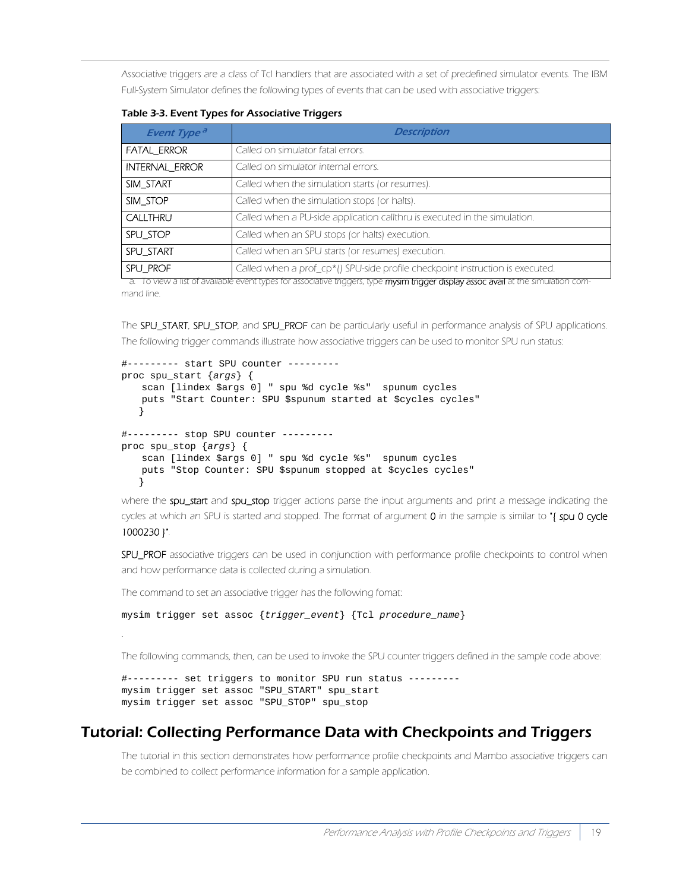Associative triggers are a class of Tcl handlers that are associated with a set of predefined simulator events. The IBM Full-System Simulator defines the following types of events that can be used with associative triggers:

**Table 3-3. Event Types for Associative Triggers**

| Event Type [a] | Description |
|---|---|
| FATAL_ERROR | Called on simulator fatal errors. |
| INTERNAL_ERROR | Called on simulator internal errors. |
| SIM_START | Called when the simulation starts (or resumes). |
| SIM_STOP | Called when the simulation stops (or halts). |
| CALLTHRU | Called when a PU-side application callthru is executed in the simulation. |
| SPU_STOP | Called when an SPU stops (or halts) execution. |
| SPU_START | Called when an SPU starts (or resumes) execution. |
| SPU_PROF | Called when a prof_cp*() SPU-side profile checkpoint instruction is executed. |

a. To view a list of available event types for associative triggers, type **mysim trigger display assoc avail** at the simulation command line.

The SPU_START, SPU_STOP, and SPU_PROF can be particularly useful in performance analysis of SPU applications. The following trigger commands illustrate how associative triggers can be used to monitor SPU run status:

```
#--------- start SPU counter ---------
proc spu_start {args} {
    scan [lindex $args 0] " spu %d cycle %s"  spunum cycles
    puts "Start Counter: SPU $spunum started at $cycles cycles"
   }

#--------- stop SPU counter ---------
proc spu_stop {args} {
    scan [lindex $args 0] " spu %d cycle %s"  spunum cycles
    puts "Stop Counter: SPU $spunum stopped at $cycles cycles"
   }
```

where the spu_start and spu_stop trigger actions parse the input arguments and print a message indicating the cycles at which an SPU is started and stopped. The format of argument 0 in the sample is similar to "{ spu 0 cycle 1000230 }".

SPU_PROF associative triggers can be used in conjunction with performance profile checkpoints to control when and how performance data is collected during a simulation.

The command to set an associative trigger has the following fomat:

```
mysim trigger set assoc {trigger_event} {Tcl procedure_name}
```

.

The following commands, then, can be used to invoke the SPU counter triggers defined in the sample code above:

```
#--------- set triggers to monitor SPU run status ---------
mysim trigger set assoc "SPU_START" spu_start
mysim trigger set assoc "SPU_STOP" spu_stop
```

## Tutorial: Collecting Performance Data with Checkpoints and Triggers

The tutorial in this section demonstrates how performance profile checkpoints and Mambo associative triggers can be combined to collect performance information for a sample application.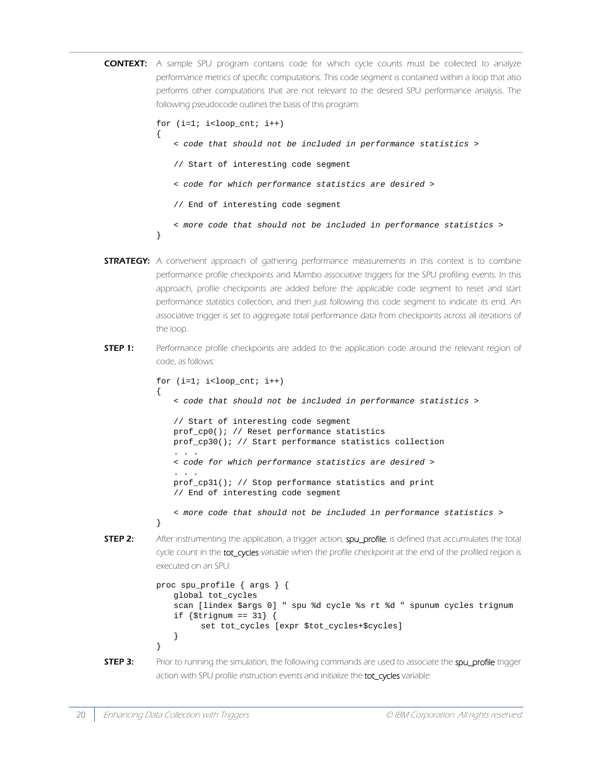**CONTEXT:** *A sample SPU program contains code for which cycle counts must be collected to analyze performance metrics of specific computations. This code segment is contained within a loop that also performs other computations that are not relevant to the desired SPU performance analysis. The following pseudocode outlines the basis of this program:*

```
for (i=1; i<loop_cnt; i++)
{
    < code that should not be included in performance statistics >

    // Start of interesting code segment

    < code for which performance statistics are desired >

    // End of interesting code segment

    < more code that should not be included in performance statistics >
}
```

**STRATEGY:** *A convenient approach of gathering performance measurements in this context is to combine performance profile checkpoints and Mambo associative triggers for the SPU profiling events. In this approach, profile checkpoints are added before the applicable code segment to reset and start performance statistics collection, and then just following this code segment to indicate its end. An associative trigger is set to aggregate total performance data from checkpoints across all iterations of the loop.*

**STEP 1:** *Performance profile checkpoints are added to the application code around the relevant region of code, as follows:*

```
for (i=1; i<loop_cnt; i++)
{
    < code that should not be included in performance statistics >

    // Start of interesting code segment
    prof_cp0(); // Reset performance statistics
    prof_cp30(); // Start performance statistics collection
    . . .
    < code for which performance statistics are desired >
    . . .
    prof_cp31(); // Stop performance statistics and print
    // End of interesting code segment

    < more code that should not be included in performance statistics >
}
```

**STEP 2:** *After instrumenting the application, a trigger action,* spu_profile*, is defined that accumulates the total cycle count in the* tot_cycles *variable when the profile checkpoint at the end of the profiled region is executed on an SPU:*

```
proc spu_profile { args } {
    global tot_cycles
    scan [lindex $args 0] " spu %d cycle %s rt %d " spunum cycles trignum
    if {$trignum == 31} {
         set tot_cycles [expr $tot_cycles+$cycles]
    }
}
```

**STEP 3:** *Prior to running the simulation, the following commands are used to associate the* spu_profile *trigger action with SPU profile instruction events and initialize the* tot_cycles *variable:*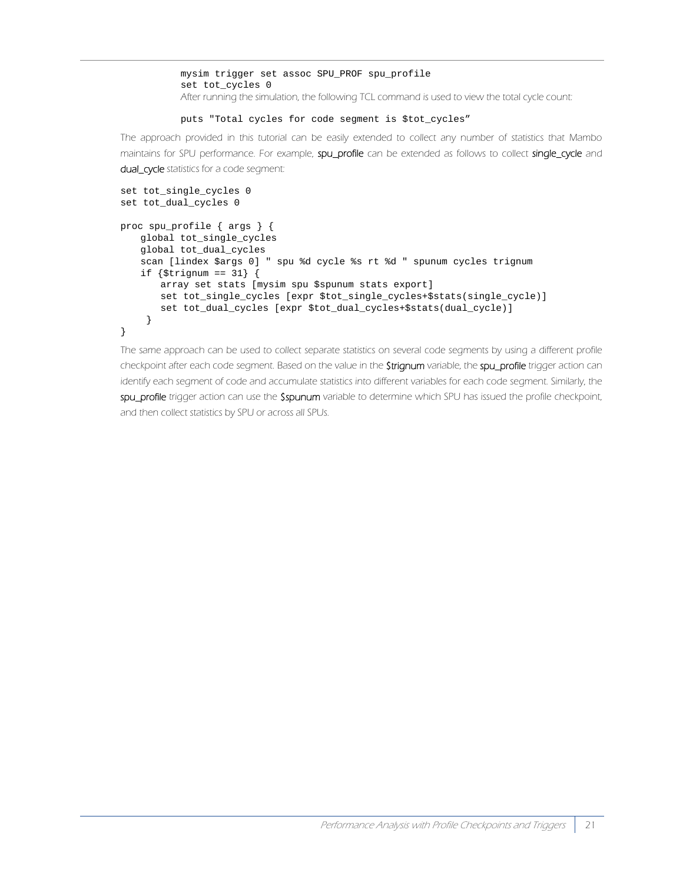```
mysim trigger set assoc SPU_PROF spu_profile
set tot_cycles 0
```

After running the simulation, the following TCL command is used to view the total cycle count:

```
puts "Total cycles for code segment is $tot_cycles"
```

The approach provided in this tutorial can be easily extended to collect any number of statistics that Mambo maintains for SPU performance. For example, **spu_profile** can be extended as follows to collect **single_cycle** and **dual_cycle** statistics for a code segment:

```
set tot_single_cycles 0
set tot_dual_cycles 0

proc spu_profile { args } {
    global tot_single_cycles
    global tot_dual_cycles
    scan [lindex $args 0] " spu %d cycle %s rt %d " spunum cycles trignum
    if {$trignum == 31} {
        array set stats [mysim spu $spunum stats export]
        set tot_single_cycles [expr $tot_single_cycles+$stats(single_cycle)]
        set tot_dual_cycles [expr $tot_dual_cycles+$stats(dual_cycle)]
     }
}
```

The same approach can be used to collect separate statistics on several code segments by using a different profile checkpoint after each code segment. Based on the value in the **$trignum** variable, the **spu_profile** trigger action can identify each segment of code and accumulate statistics into different variables for each code segment. Similarly, the **spu_profile** trigger action can use the **$spunum** variable to determine which SPU has issued the profile checkpoint, and then collect statistics by SPU or across all SPUs.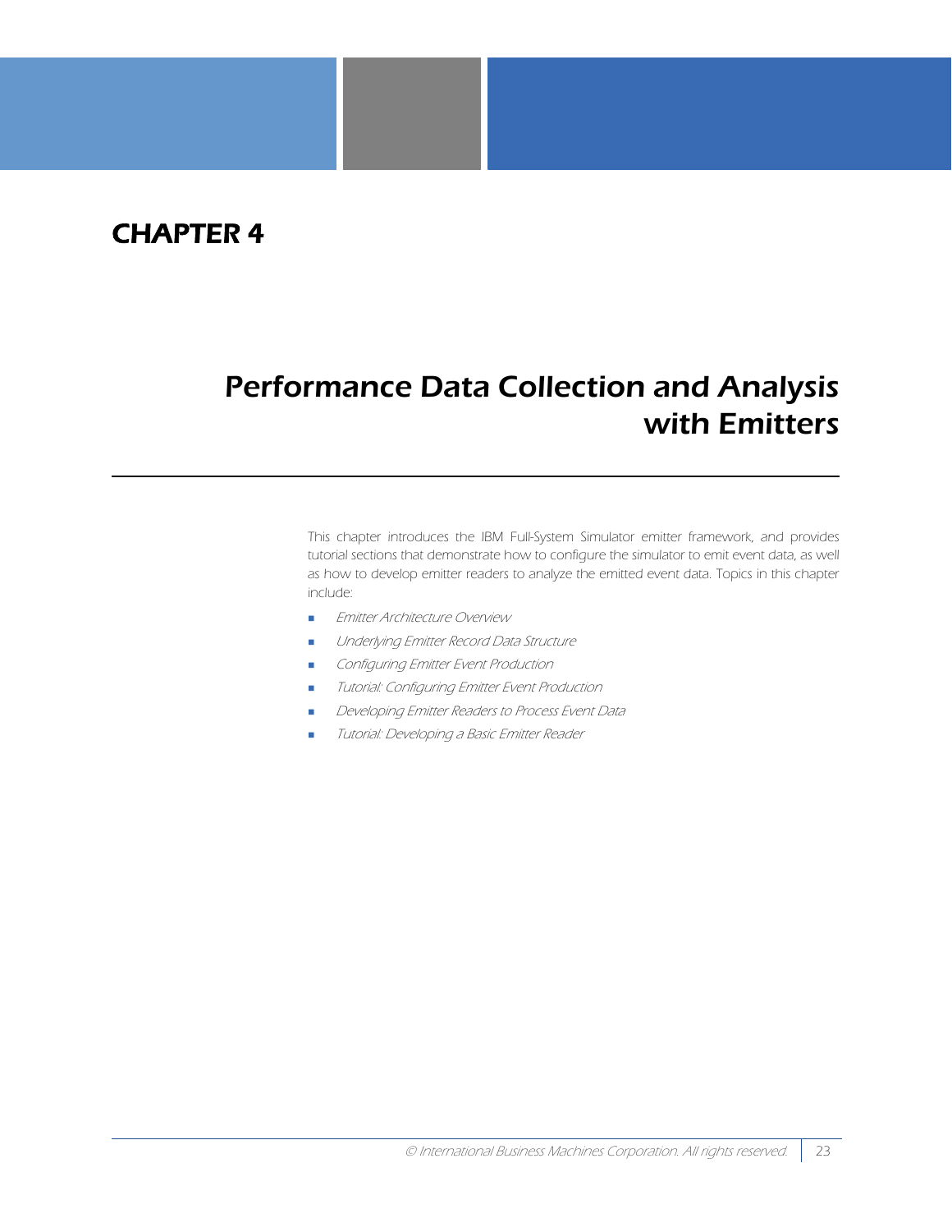# CHAPTER 4

# Performance Data Collection and Analysis with Emitters

This chapter introduces the IBM Full-System Simulator emitter framework, and provides tutorial sections that demonstrate how to configure the simulator to emit event data, as well as how to develop emitter readers to analyze the emitted event data. Topics in this chapter include:

- *Emitter Architecture Overview*
- *Underlying Emitter Record Data Structure*
- *Configuring Emitter Event Production*
- *Tutorial: Configuring Emitter Event Production*
- *Developing Emitter Readers to Process Event Data*
- *Tutorial: Developing a Basic Emitter Reader*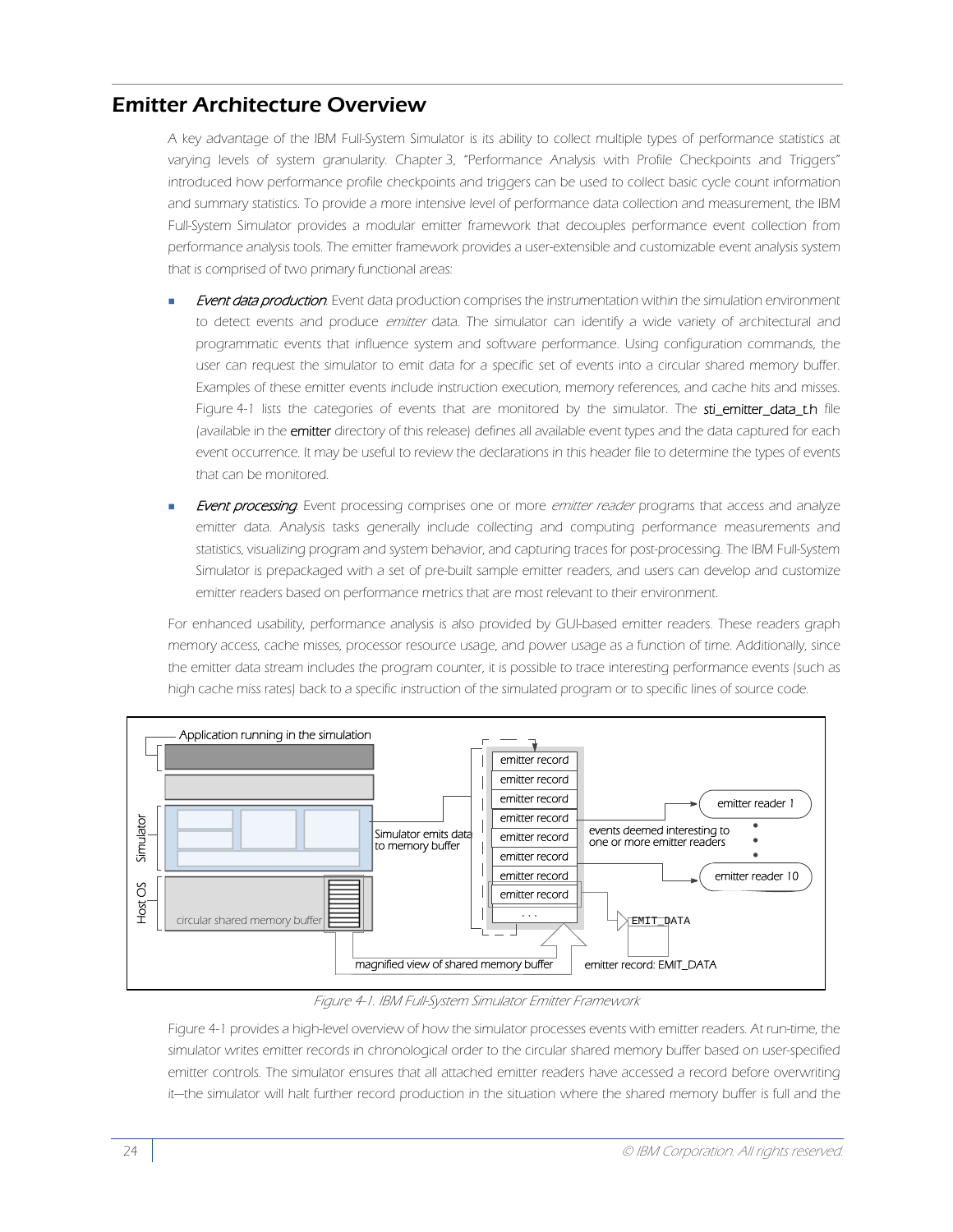## Emitter Architecture Overview

A key advantage of the IBM Full-System Simulator is its ability to collect multiple types of performance statistics at varying levels of system granularity. Chapter 3, "Performance Analysis with Profile Checkpoints and Triggers" introduced how performance profile checkpoints and triggers can be used to collect basic cycle count information and summary statistics. To provide a more intensive level of performance data collection and measurement, the IBM Full-System Simulator provides a modular emitter framework that decouples performance event collection from performance analysis tools. The emitter framework provides a user-extensible and customizable event analysis system that is comprised of two primary functional areas:

- *Event data production*. Event data production comprises the instrumentation within the simulation environment to detect events and produce *emitter* data. The simulator can identify a wide variety of architectural and programmatic events that influence system and software performance. Using configuration commands, the user can request the simulator to emit data for a specific set of events into a circular shared memory buffer. Examples of these emitter events include instruction execution, memory references, and cache hits and misses. Figure 4-1 lists the categories of events that are monitored by the simulator. The **sti_emitter_data_t.h** file (available in the **emitter** directory of this release) defines all available event types and the data captured for each event occurrence. It may be useful to review the declarations in this header file to determine the types of events that can be monitored.
- *Event processing*. Event processing comprises one or more *emitter reader* programs that access and analyze emitter data. Analysis tasks generally include collecting and computing performance measurements and statistics, visualizing program and system behavior, and capturing traces for post-processing. The IBM Full-System Simulator is prepackaged with a set of pre-built sample emitter readers, and users can develop and customize emitter readers based on performance metrics that are most relevant to their environment.

For enhanced usability, performance analysis is also provided by GUI-based emitter readers. These readers graph memory access, cache misses, processor resource usage, and power usage as a function of time. Additionally, since the emitter data stream includes the program counter, it is possible to trace interesting performance events (such as high cache miss rates) back to a specific instruction of the simulated program or to specific lines of source code.

*Figure 4-1. IBM Full-System Simulator Emitter Framework*

Figure 4-1 provides a high-level overview of how the simulator processes events with emitter readers. At run-time, the simulator writes emitter records in chronological order to the circular shared memory buffer based on user-specified emitter controls. The simulator ensures that all attached emitter readers have accessed a record before overwriting it—the simulator will halt further record production in the situation where the shared memory buffer is full and the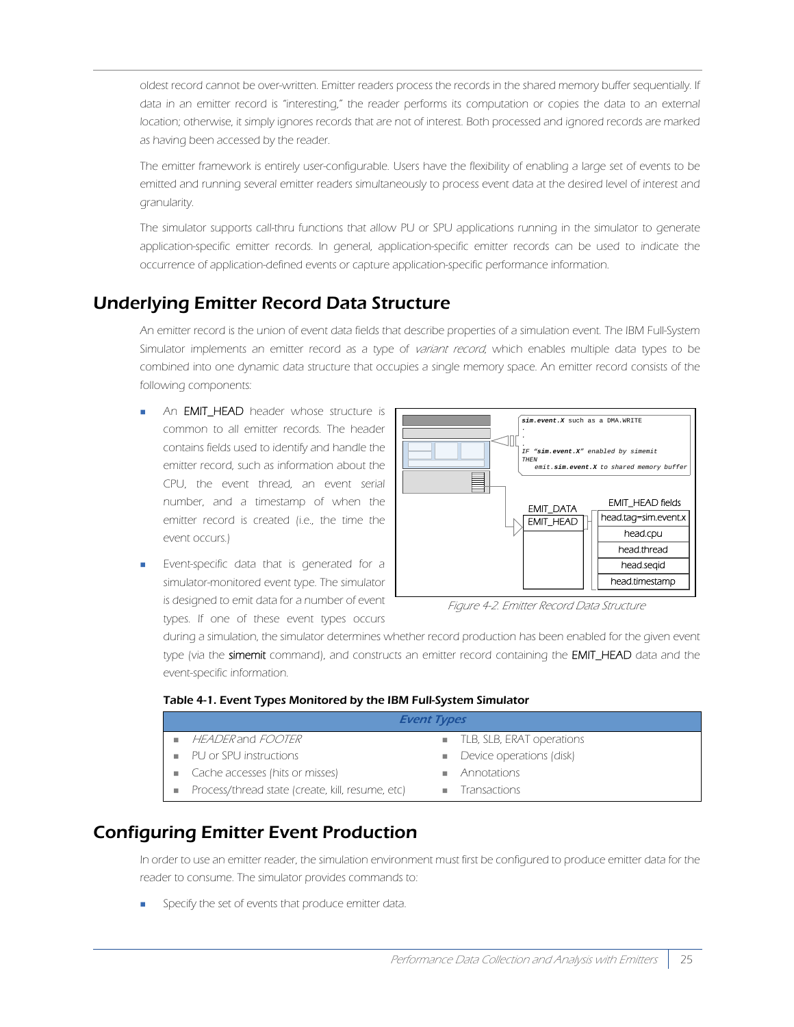oldest record cannot be over-written. Emitter readers process the records in the shared memory buffer sequentially. If data in an emitter record is "interesting," the reader performs its computation or copies the data to an external location; otherwise, it simply ignores records that are not of interest. Both processed and ignored records are marked as having been accessed by the reader.

The emitter framework is entirely user-configurable. Users have the flexibility of enabling a large set of events to be emitted and running several emitter readers simultaneously to process event data at the desired level of interest and granularity.

The simulator supports call-thru functions that allow PU or SPU applications running in the simulator to generate application-specific emitter records. In general, application-specific emitter records can be used to indicate the occurrence of application-defined events or capture application-specific performance information.

## Underlying Emitter Record Data Structure

An emitter record is the union of event data fields that describe properties of a simulation event. The IBM Full-System Simulator implements an emitter record as a type of *variant record*, which enables multiple data types to be combined into one dynamic data structure that occupies a single memory space. An emitter record consists of the following components:

- An **EMIT_HEAD** header whose structure is common to all emitter records. The header contains fields used to identify and handle the emitter record, such as information about the CPU, the event thread, an event serial number, and a timestamp of when the emitter record is created (i.e., the time the event occurs.)
- Event-specific data that is generated for a simulator-monitored event type. The simulator is designed to emit data for a number of event types. If one of these event types occurs during a simulation, the simulator determines whether record production has been enabled for the given event type (via the **simemit** command), and constructs an emitter record containing the **EMIT_HEAD** data and the event-specific information.

```
sim.event.X such as a DMA.WRITE
.
.
.
IF "sim.event.X" enabled by simemit
THEN
   emit.sim.event.X to shared memory buffer
```

| EMIT_DATA | EMIT_HEAD fields |
|---|---|
| EMIT_HEAD | head.tag=sim.event.x |
| | head.cpu |
| | head.thread |
| | head.seqid |
| | head.timestamp |

*Figure 4-2. Emitter Record Data Structure*

**Table 4-1. Event Types Monitored by the IBM Full-System Simulator**

| *Event Types* | |
|---|---|
| *HEADER* and *FOOTER* | TLB, SLB, ERAT operations |
| PU or SPU instructions | Device operations (disk) |
| Cache accesses (hits or misses) | Annotations |
| Process/thread state (create, kill, resume, etc) | Transactions |

## Configuring Emitter Event Production

In order to use an emitter reader, the simulation environment must first be configured to produce emitter data for the reader to consume. The simulator provides commands to:

- Specify the set of events that produce emitter data.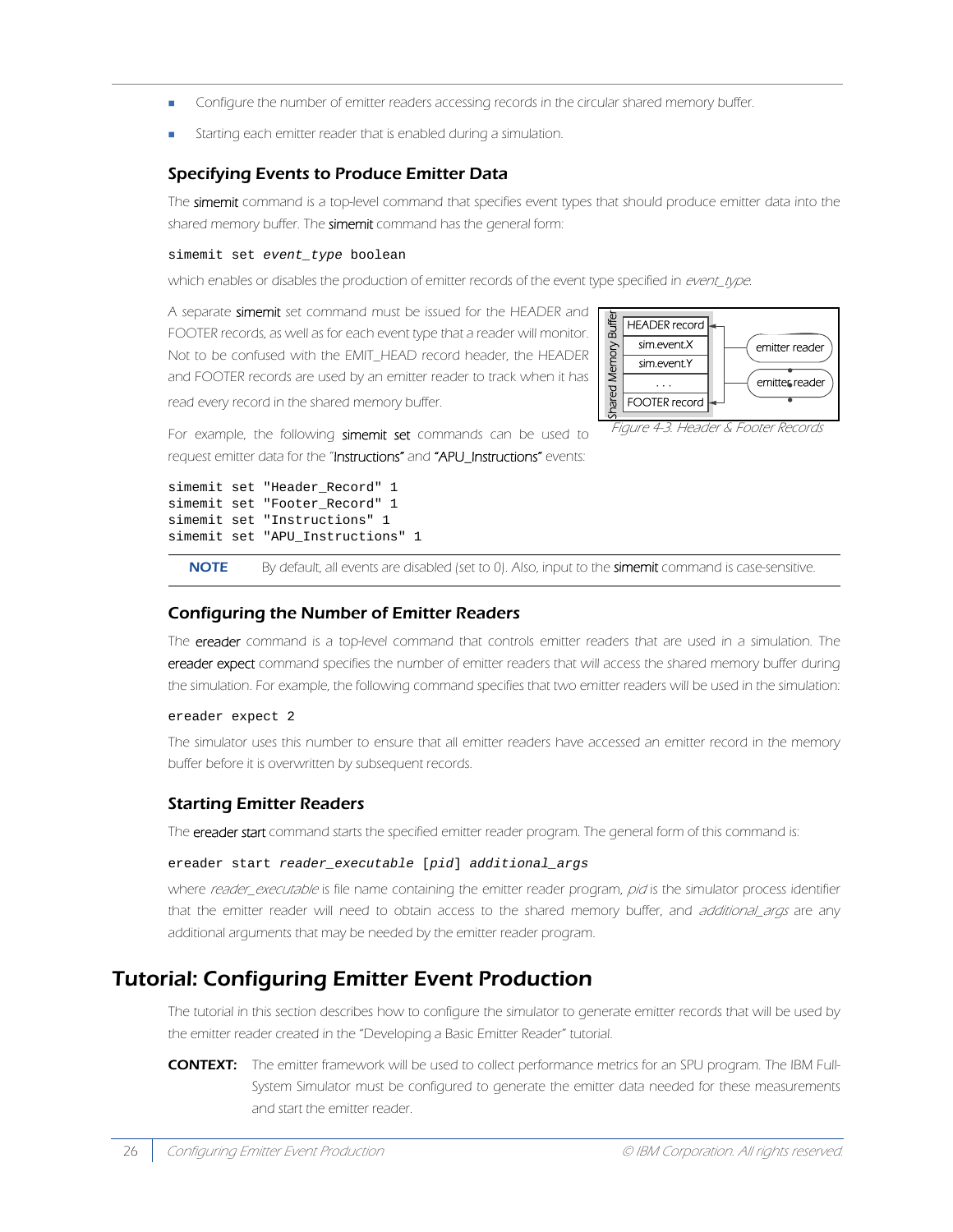- Configure the number of emitter readers accessing records in the circular shared memory buffer.
- Starting each emitter reader that is enabled during a simulation.

### Specifying Events to Produce Emitter Data

The **simemit** command is a top-level command that specifies event types that should produce emitter data into the shared memory buffer. The **simemit** command has the general form:

```
simemit set event_type boolean
```

which enables or disables the production of emitter records of the event type specified in *event_type*.

A separate **simemit** set command must be issued for the HEADER and FOOTER records, as well as for each event type that a reader will monitor. Not to be confused with the EMIT_HEAD record header, the HEADER and FOOTER records are used by an emitter reader to track when it has read every record in the shared memory buffer.

*Figure 4-3. Header & Footer Records*

For example, the following **simemit set** commands can be used to request emitter data for the "**Instructions**" and "**APU_Instructions**" events:

```
simemit set "Header_Record" 1
simemit set "Footer_Record" 1
simemit set "Instructions" 1
simemit set "APU_Instructions" 1
```

**NOTE** By default, all events are disabled (set to 0). Also, input to the **simemit** command is case-sensitive.

### Configuring the Number of Emitter Readers

The **ereader** command is a top-level command that controls emitter readers that are used in a simulation. The **ereader expect** command specifies the number of emitter readers that will access the shared memory buffer during the simulation. For example, the following command specifies that two emitter readers will be used in the simulation:

```
ereader expect 2
```

The simulator uses this number to ensure that all emitter readers have accessed an emitter record in the memory buffer before it is overwritten by subsequent records.

### Starting Emitter Readers

The **ereader start** command starts the specified emitter reader program. The general form of this command is:

```
ereader start reader_executable [pid] additional_args
```

where *reader_executable* is file name containing the emitter reader program, *pid* is the simulator process identifier that the emitter reader will need to obtain access to the shared memory buffer, and *additional_args* are any additional arguments that may be needed by the emitter reader program.

## Tutorial: Configuring Emitter Event Production

The tutorial in this section describes how to configure the simulator to generate emitter records that will be used by the emitter reader created in the "Developing a Basic Emitter Reader" tutorial.

**CONTEXT:** The emitter framework will be used to collect performance metrics for an SPU program. The IBM Full-System Simulator must be configured to generate the emitter data needed for these measurements and start the emitter reader.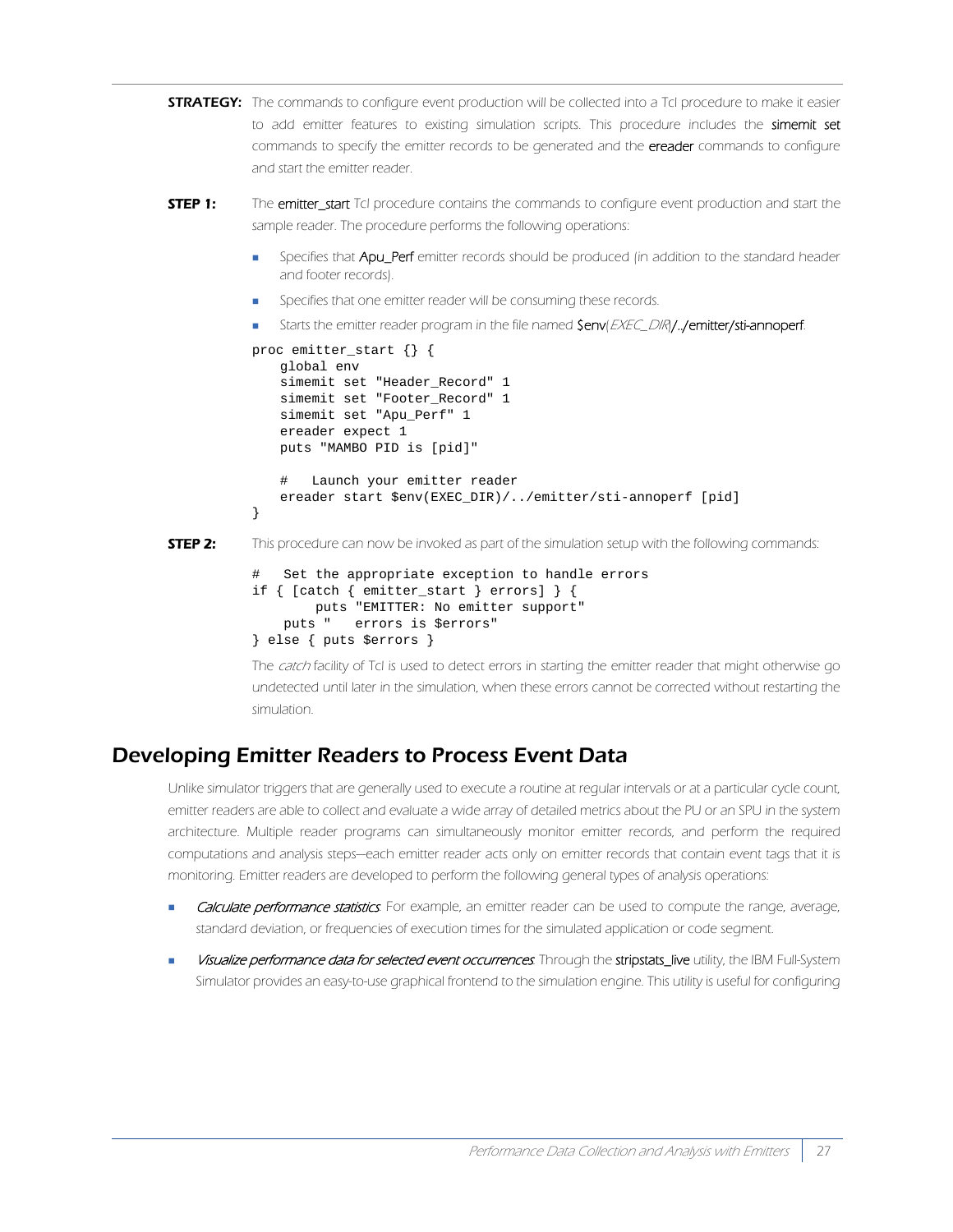**STRATEGY:** The commands to configure event production will be collected into a Tcl procedure to make it easier to add emitter features to existing simulation scripts. This procedure includes the simemit set commands to specify the emitter records to be generated and the ereader commands to configure and start the emitter reader.

**STEP 1:** The emitter_start Tcl procedure contains the commands to configure event production and start the sample reader. The procedure performs the following operations:

- Specifies that Apu_Perf emitter records should be produced (in addition to the standard header and footer records).
- Specifies that one emitter reader will be consuming these records.
- Starts the emitter reader program in the file named $env(*EXEC_DIR*)/../emitter/sti-annoperf.

```
proc emitter_start {} {
    global env
    simemit set "Header_Record" 1
    simemit set "Footer_Record" 1
    simemit set "Apu_Perf" 1
    ereader expect 1
    puts "MAMBO PID is [pid]"

    #   Launch your emitter reader
    ereader start $env(EXEC_DIR)/../emitter/sti-annoperf [pid]
}
```

**STEP 2:** This procedure can now be invoked as part of the simulation setup with the following commands:

```
#   Set the appropriate exception to handle errors
if { [catch { emitter_start } errors] } {
        puts "EMITTER: No emitter support"
    puts "   errors is $errors"
} else { puts $errors }
```

The *catch* facility of Tcl is used to detect errors in starting the emitter reader that might otherwise go undetected until later in the simulation, when these errors cannot be corrected without restarting the simulation.

## Developing Emitter Readers to Process Event Data

Unlike simulator triggers that are generally used to execute a routine at regular intervals or at a particular cycle count, emitter readers are able to collect and evaluate a wide array of detailed metrics about the PU or an SPU in the system architecture. Multiple reader programs can simultaneously monitor emitter records, and perform the required computations and analysis steps—each emitter reader acts only on emitter records that contain event tags that it is monitoring. Emitter readers are developed to perform the following general types of analysis operations:

- *Calculate performance statistics*. For example, an emitter reader can be used to compute the range, average, standard deviation, or frequencies of execution times for the simulated application or code segment.
- *Visualize performance data for selected event occurrences*. Through the stripstats_live utility, the IBM Full-System Simulator provides an easy-to-use graphical frontend to the simulation engine. This utility is useful for configuring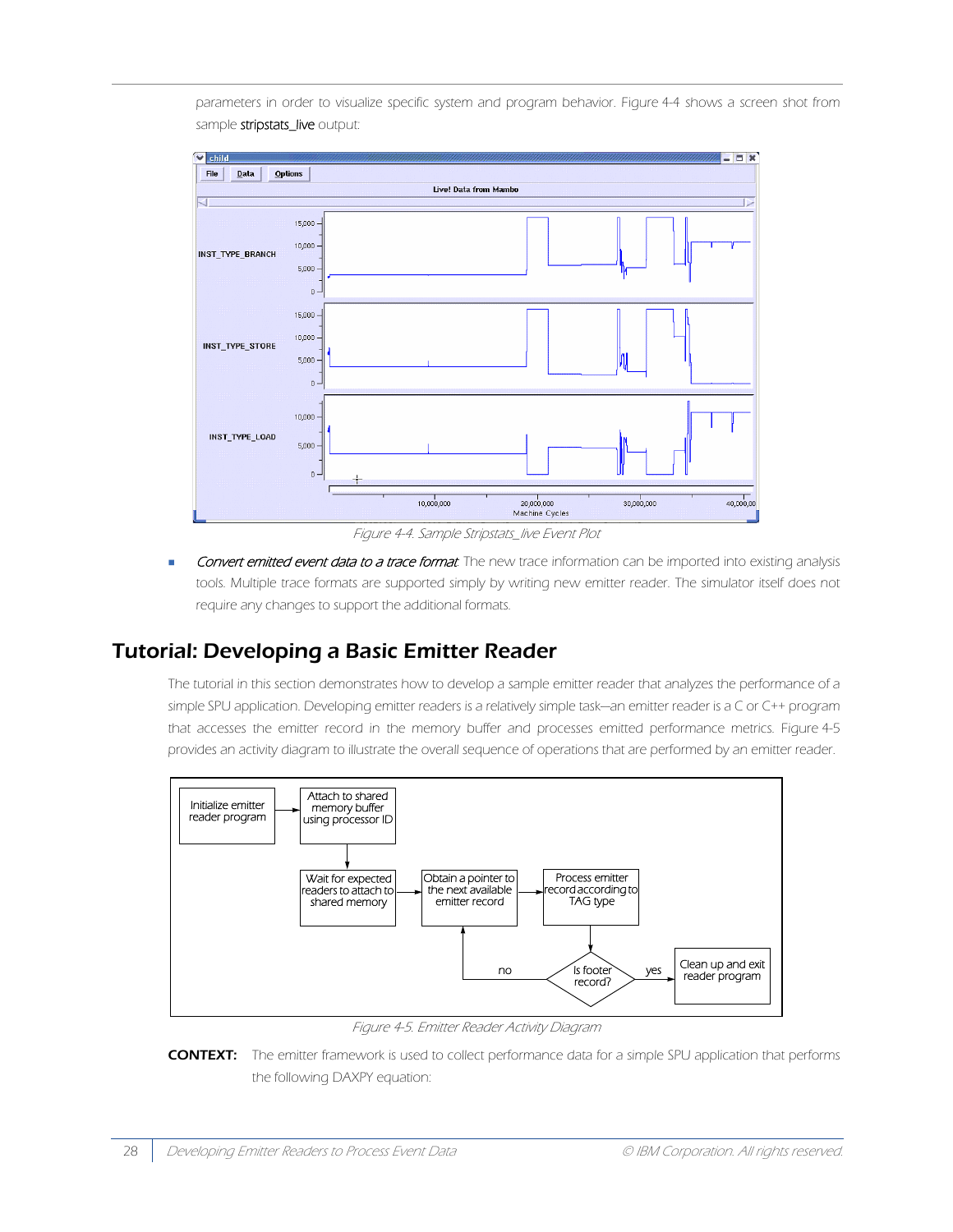parameters in order to visualize specific system and program behavior. Figure 4-4 shows a screen shot from sample **stripstats_live** output:

Figure 4-4. Sample Stripstats_live Event Plot

- *Convert emitted event data to a trace format*. The new trace information can be imported into existing analysis tools. Multiple trace formats are supported simply by writing new emitter reader. The simulator itself does not require any changes to support the additional formats.

## Tutorial: Developing a Basic Emitter Reader

The tutorial in this section demonstrates how to develop a sample emitter reader that analyzes the performance of a simple SPU application. Developing emitter readers is a relatively simple task—an emitter reader is a C or C++ program that accesses the emitter record in the memory buffer and processes emitted performance metrics. Figure 4-5 provides an activity diagram to illustrate the overall sequence of operations that are performed by an emitter reader.

Figure 4-5. Emitter Reader Activity Diagram

**CONTEXT:** The emitter framework is used to collect performance data for a simple SPU application that performs the following DAXPY equation: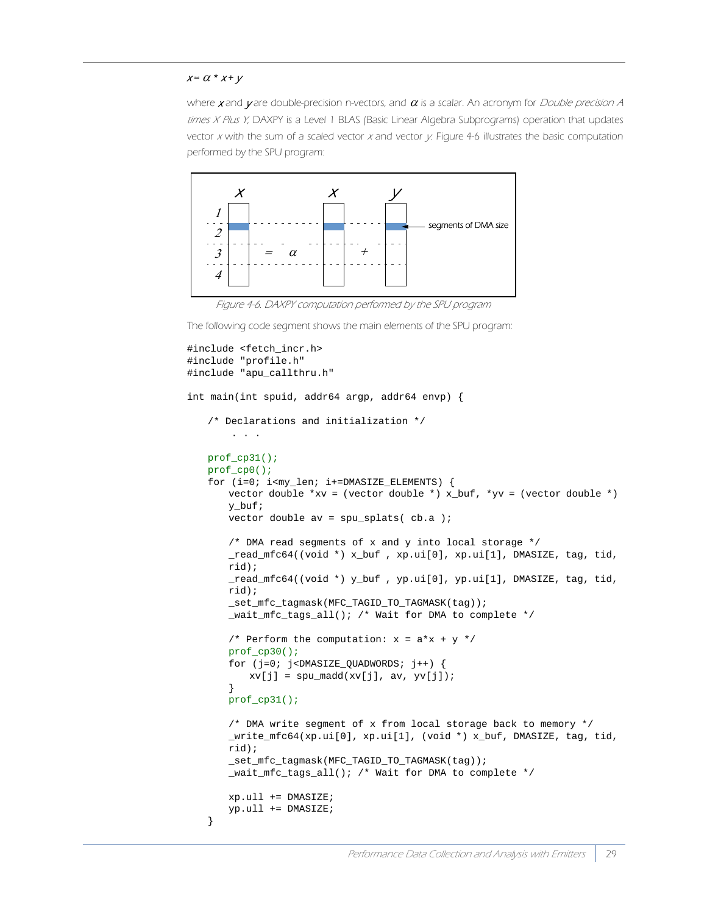$x = \alpha * x + y$

where $x$ and $y$ are double-precision n-vectors, and $\alpha$ is a scalar. An acronym for *Double precision A times X Plus Y*, DAXPY is a Level 1 BLAS (Basic Linear Algebra Subprograms) operation that updates vector $x$ with the sum of a scaled vector $x$ and vector $y$. Figure 4-6 illustrates the basic computation performed by the SPU program:

*Figure 4-6. DAXPY computation performed by the SPU program*

The following code segment shows the main elements of the SPU program:

```
#include <fetch_incr.h>
#include "profile.h"
#include "apu_callthru.h"

int main(int spuid, addr64 argp, addr64 envp) {

    /* Declarations and initialization */
        . . .

    prof_cp31();
    prof_cp0();
    for (i=0; i<my_len; i+=DMASIZE_ELEMENTS) {
        vector double *xv = (vector double *) x_buf, *yv = (vector double *)
        y_buf;
        vector double av = spu_splats( cb.a );

        /* DMA read segments of x and y into local storage */
        _read_mfc64((void *) x_buf , xp.ui[0], xp.ui[1], DMASIZE, tag, tid,
        rid);
        _read_mfc64((void *) y_buf , yp.ui[0], yp.ui[1], DMASIZE, tag, tid,
        rid);
        _set_mfc_tagmask(MFC_TAGID_TO_TAGMASK(tag));
        _wait_mfc_tags_all(); /* Wait for DMA to complete */

        /* Perform the computation: x = a*x + y */
        prof_cp30();
        for (j=0; j<DMASIZE_QUADWORDS; j++) {
            xv[j] = spu_madd(xv[j], av, yv[j]);
        }
        prof_cp31();

        /* DMA write segment of x from local storage back to memory */
        _write_mfc64(xp.ui[0], xp.ui[1], (void *) x_buf, DMASIZE, tag, tid,
        rid);
        _set_mfc_tagmask(MFC_TAGID_TO_TAGMASK(tag));
        _wait_mfc_tags_all(); /* Wait for DMA to complete */

        xp.ull += DMASIZE;
        yp.ull += DMASIZE;
    }
```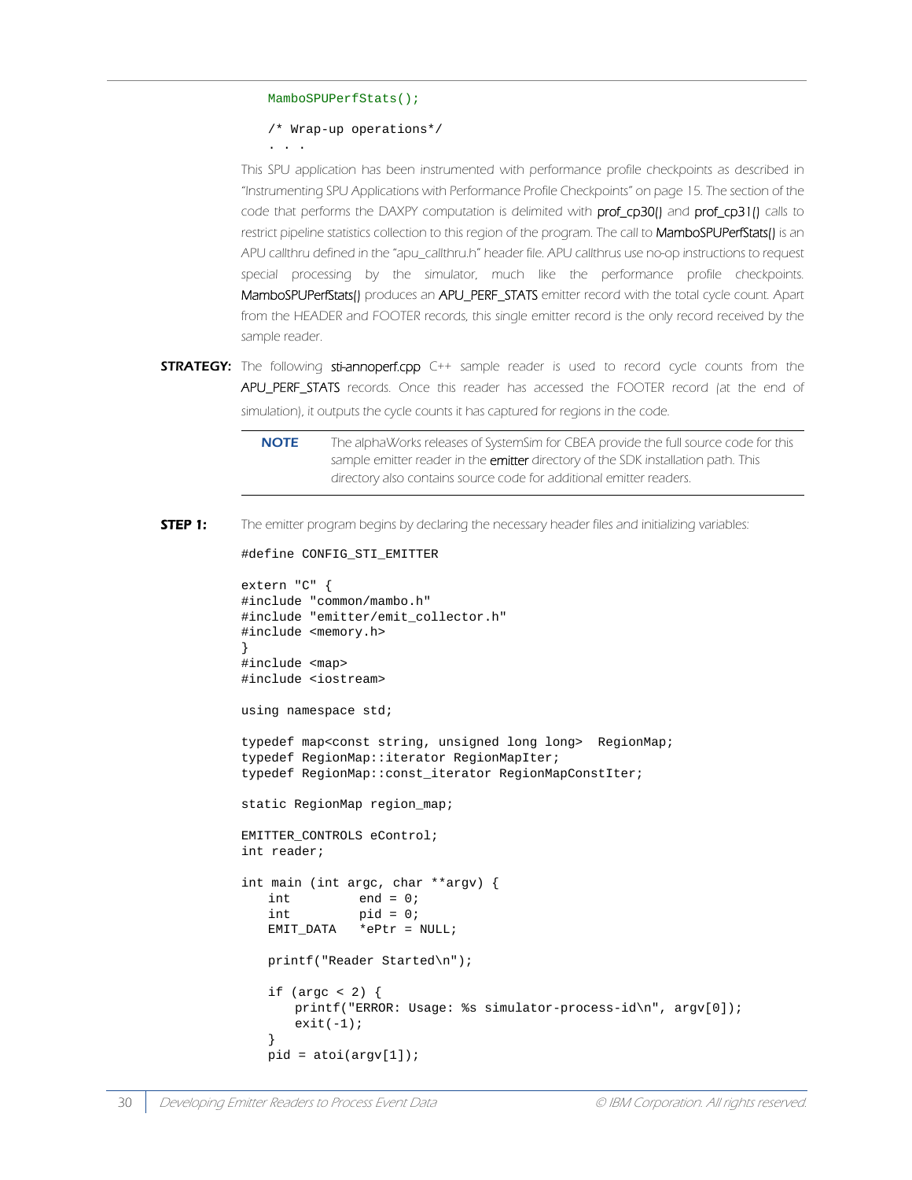```
    MamboSPUPerfStats();

    /* Wrap-up operations*/
    . . .
```

This SPU application has been instrumented with performance profile checkpoints as described in "Instrumenting SPU Applications with Performance Profile Checkpoints" on page 15. The section of the code that performs the DAXPY computation is delimited with prof_cp30() and prof_cp31() calls to restrict pipeline statistics collection to this region of the program. The call to MamboSPUPerfStats() is an APU callthru defined in the "apu_callthru.h" header file. APU callthrus use no-op instructions to request special processing by the simulator, much like the performance profile checkpoints. MamboSPUPerfStats() produces an APU_PERF_STATS emitter record with the total cycle count. Apart from the HEADER and FOOTER records, this single emitter record is the only record received by the sample reader.

**STRATEGY:** The following sti-annoperf.cpp C++ sample reader is used to record cycle counts from the APU_PERF_STATS records. Once this reader has accessed the FOOTER record (at the end of simulation), it outputs the cycle counts it has captured for regions in the code.

> **NOTE** The alphaWorks releases of SystemSim for CBEA provide the full source code for this sample emitter reader in the emitter directory of the SDK installation path. This directory also contains source code for additional emitter readers.

**STEP 1:** The emitter program begins by declaring the necessary header files and initializing variables:

```
#define CONFIG_STI_EMITTER

extern "C" {
#include "common/mambo.h"
#include "emitter/emit_collector.h"
#include <memory.h>
}
#include <map>
#include <iostream>

using namespace std;

typedef map<const string, unsigned long long>  RegionMap;
typedef RegionMap::iterator RegionMapIter;
typedef RegionMap::const_iterator RegionMapConstIter;

static RegionMap region_map;

EMITTER_CONTROLS eControl;
int reader;

int main (int argc, char **argv) {
    int         end = 0;
    int         pid = 0;
    EMIT_DATA   *ePtr = NULL;

    printf("Reader Started\n");

    if (argc < 2) {
        printf("ERROR: Usage: %s simulator-process-id\n", argv[0]);
        exit(-1);
    }
    pid = atoi(argv[1]);
```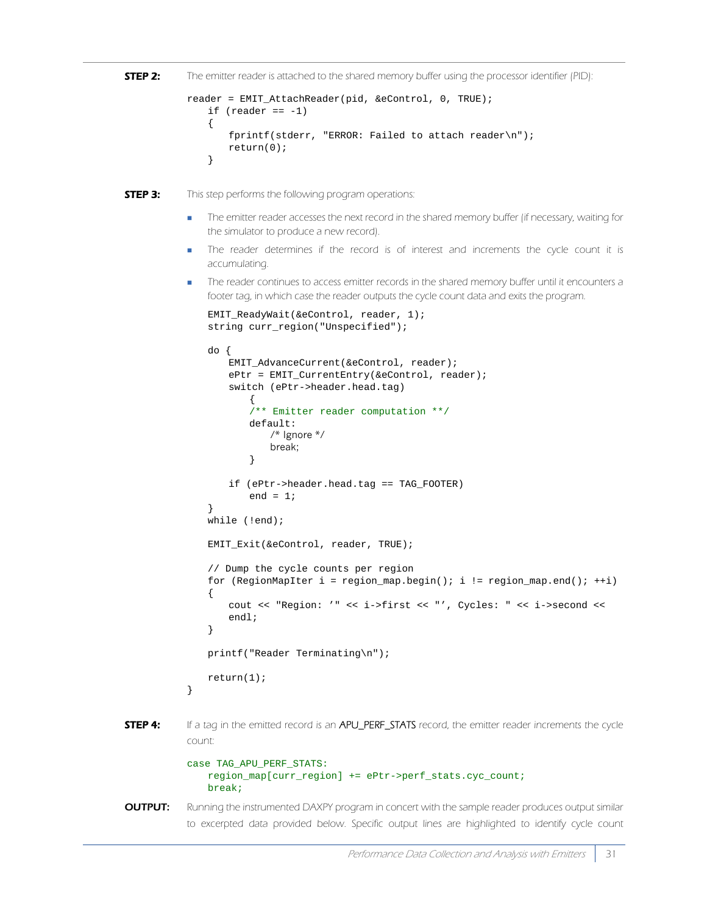**STEP 2:** The emitter reader is attached to the shared memory buffer using the processor identifier (PID):

```
reader = EMIT_AttachReader(pid, &eControl, 0, TRUE);
    if (reader == -1)
    {
        fprintf(stderr, "ERROR: Failed to attach reader\n");
        return(0);
    }
```

**STEP 3:** This step performs the following program operations:

- The emitter reader accesses the next record in the shared memory buffer (if necessary, waiting for the simulator to produce a new record).
- The reader determines if the record is of interest and increments the cycle count it is accumulating.
- The reader continues to access emitter records in the shared memory buffer until it encounters a footer tag, in which case the reader outputs the cycle count data and exits the program.

```
    EMIT_ReadyWait(&eControl, reader, 1);
    string curr_region("Unspecified");

    do {
        EMIT_AdvanceCurrent(&eControl, reader);
        ePtr = EMIT_CurrentEntry(&eControl, reader);
        switch (ePtr->header.head.tag)
            {
            /** Emitter reader computation **/
            default:
                /* Ignore */
                break;
            }

        if (ePtr->header.head.tag == TAG_FOOTER)
            end = 1;
    }
    while (!end);

    EMIT_Exit(&eControl, reader, TRUE);

    // Dump the cycle counts per region
    for (RegionMapIter i = region_map.begin(); i != region_map.end(); ++i)
    {
        cout << "Region: '" << i->first << "', Cycles: " << i->second <<
        endl;
    }

    printf("Reader Terminating\n");

    return(1);
}
```

**STEP 4:** If a tag in the emitted record is an APU_PERF_STATS record, the emitter reader increments the cycle count:

```
case TAG_APU_PERF_STATS:
    region_map[curr_region] += ePtr->perf_stats.cyc_count;
    break;
```

**OUTPUT:** Running the instrumented DAXPY program in concert with the sample reader produces output similar to excerpted data provided below. Specific output lines are highlighted to identify cycle count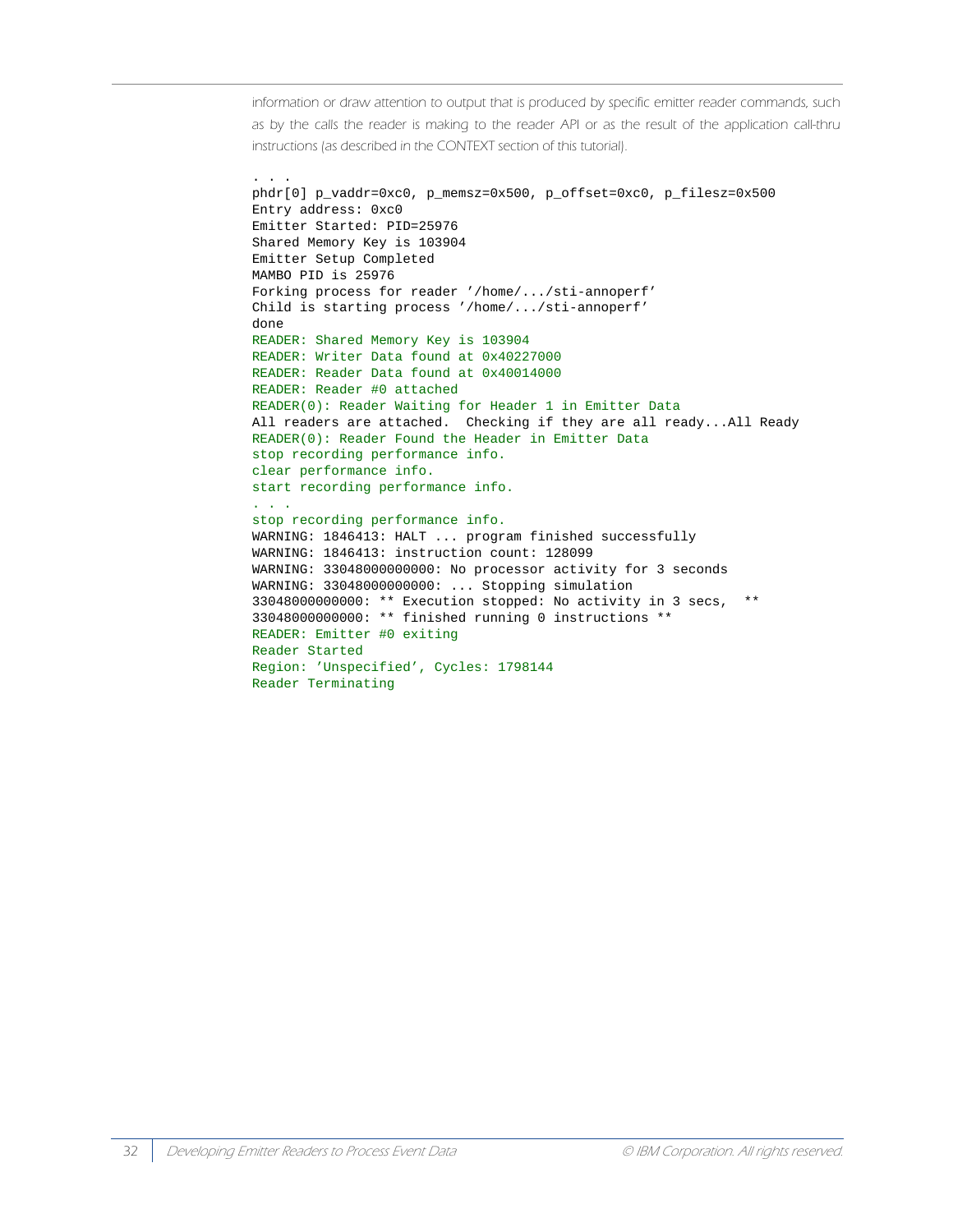information or draw attention to output that is produced by specific emitter reader commands, such as by the calls the reader is making to the reader API or as the result of the application call-thru instructions (as described in the CONTEXT section of this tutorial).

```
. . .
phdr[0] p_vaddr=0xc0, p_memsz=0x500, p_offset=0xc0, p_filesz=0x500
Entry address: 0xc0
Emitter Started: PID=25976
Shared Memory Key is 103904
Emitter Setup Completed
MAMBO PID is 25976
Forking process for reader '/home/.../sti-annoperf'
Child is starting process '/home/.../sti-annoperf'
done
READER: Shared Memory Key is 103904
READER: Writer Data found at 0x40227000
READER: Reader Data found at 0x40014000
READER: Reader #0 attached
READER(0): Reader Waiting for Header 1 in Emitter Data
All readers are attached.  Checking if they are all ready...All Ready
READER(0): Reader Found the Header in Emitter Data
stop recording performance info.
clear performance info.
start recording performance info.
. . .
stop recording performance info.
WARNING: 1846413: HALT ... program finished successfully
WARNING: 1846413: instruction count: 128099
WARNING: 33048000000000: No processor activity for 3 seconds
WARNING: 33048000000000: ... Stopping simulation
33048000000000: ** Execution stopped: No activity in 3 secs,  **
33048000000000: ** finished running 0 instructions **
READER: Emitter #0 exiting
Reader Started
Region: 'Unspecified', Cycles: 1798144
Reader Terminating
```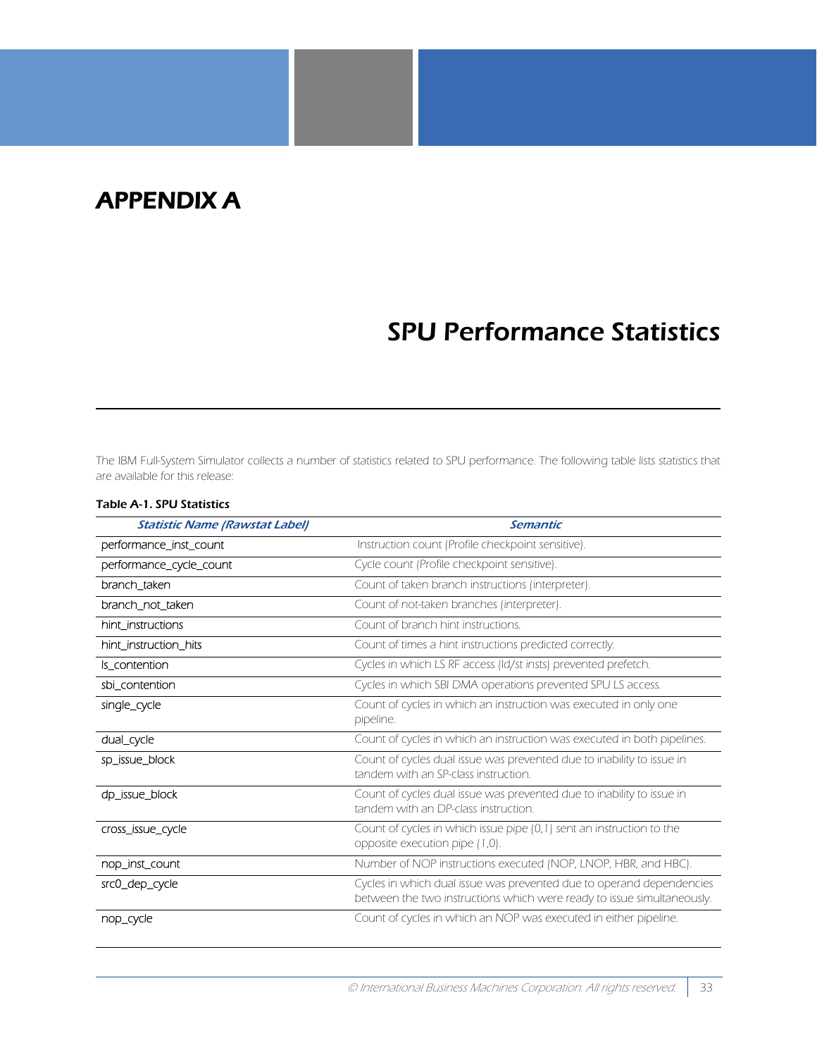# APPENDIX A

## SPU Performance Statistics

*The IBM Full-System Simulator collects a number of statistics related to SPU performance. The following table lists statistics that are available for this release:*

**Table A-1. SPU Statistics**

| *Statistic Name (Rawstat Label)* | *Semantic* |
|---|---|
| performance_inst_count | Instruction count (Profile checkpoint sensitive). |
| performance_cycle_count | Cycle count (Profile checkpoint sensitive). |
| branch_taken | Count of taken branch instructions (interpreter). |
| branch_not_taken | Count of not-taken branches (interpreter). |
| hint_instructions | Count of branch hint instructions. |
| hint_instruction_hits | Count of times a hint instructions predicted correctly. |
| ls_contention | Cycles in which LS RF access (ld/st insts) prevented prefetch. |
| sbi_contention | Cycles in which SBI DMA operations prevented SPU LS access. |
| single_cycle | Count of cycles in which an instruction was executed in only one pipeline. |
| dual_cycle | Count of cycles in which an instruction was executed in both pipelines. |
| sp_issue_block | Count of cycles dual issue was prevented due to inability to issue in tandem with an SP-class instruction. |
| dp_issue_block | Count of cycles dual issue was prevented due to inability to issue in tandem with an DP-class instruction. |
| cross_issue_cycle | Count of cycles in which issue pipe (0,1) sent an instruction to the opposite execution pipe (1,0). |
| nop_inst_count | Number of NOP instructions executed (NOP, LNOP, HBR, and HBC). |
| src0_dep_cycle | Cycles in which dual issue was prevented due to operand dependencies between the two instructions which were ready to issue simultaneously. |
| nop_cycle | Count of cycles in which an NOP was executed in either pipeline. |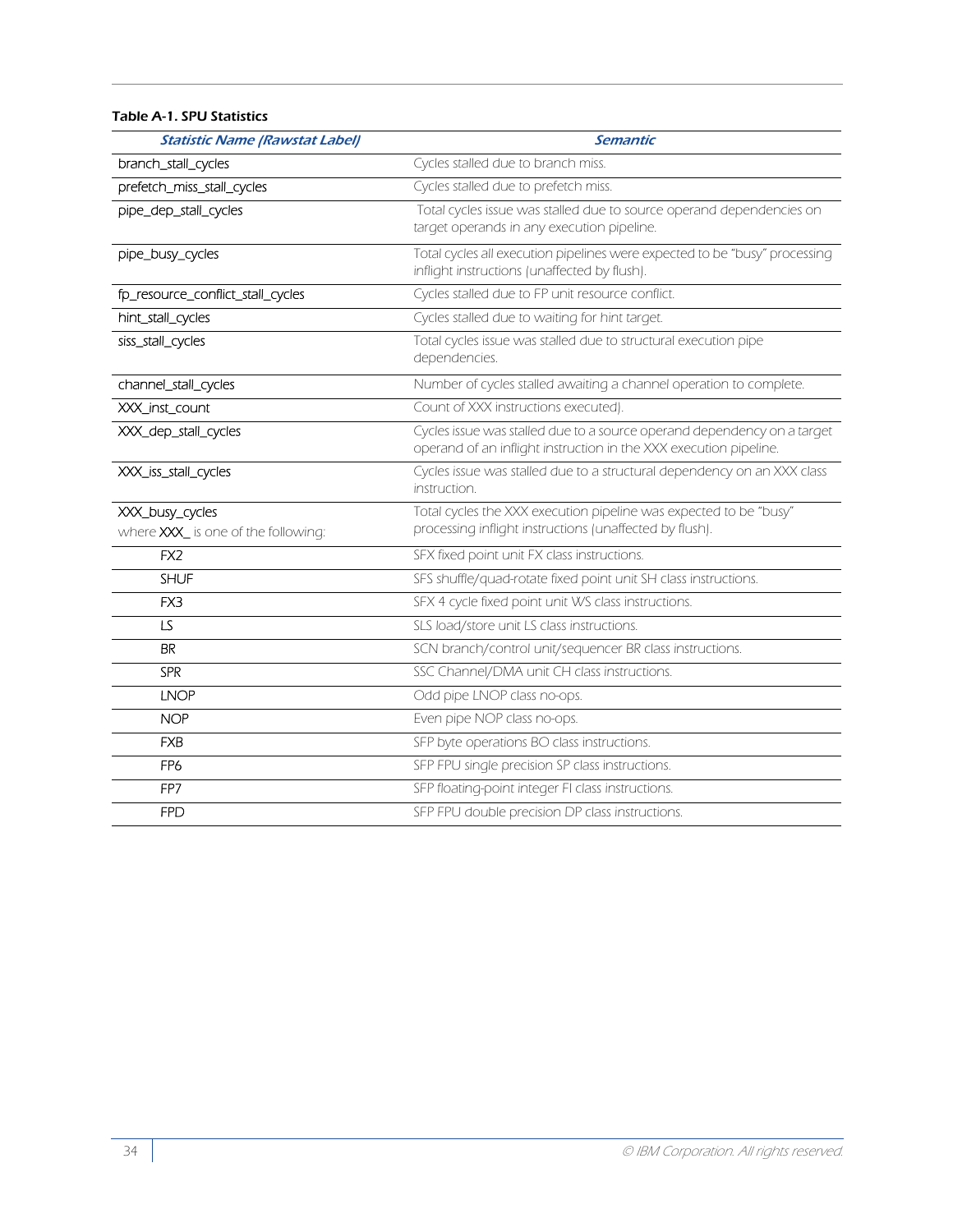**Table A-1. SPU Statistics**

| *Statistic Name (Rawstat Label)* | *Semantic* |
|---|---|
| branch_stall_cycles | Cycles stalled due to branch miss. |
| prefetch_miss_stall_cycles | Cycles stalled due to prefetch miss. |
| pipe_dep_stall_cycles | Total cycles issue was stalled due to source operand dependencies on target operands in any execution pipeline. |
| pipe_busy_cycles | Total cycles all execution pipelines were expected to be "busy" processing inflight instructions (unaffected by flush). |
| fp_resource_conflict_stall_cycles | Cycles stalled due to FP unit resource conflict. |
| hint_stall_cycles | Cycles stalled due to waiting for hint target. |
| siss_stall_cycles | Total cycles issue was stalled due to structural execution pipe dependencies. |
| channel_stall_cycles | Number of cycles stalled awaiting a channel operation to complete. |
| XXX_inst_count | Count of XXX instructions executed). |
| XXX_dep_stall_cycles | Cycles issue was stalled due to a source operand dependency on a target operand of an inflight instruction in the XXX execution pipeline. |
| XXX_iss_stall_cycles | Cycles issue was stalled due to a structural dependency on an XXX class instruction. |
| XXX_busy_cycles<br>where XXX_ is one of the following: | Total cycles the XXX execution pipeline was expected to be "busy" processing inflight instructions (unaffected by flush). |
| FX2 | SFX fixed point unit FX class instructions. |
| SHUF | SFS shuffle/quad-rotate fixed point unit SH class instructions. |
| FX3 | SFX 4 cycle fixed point unit WS class instructions. |
| LS | SLS load/store unit LS class instructions. |
| BR | SCN branch/control unit/sequencer BR class instructions. |
| SPR | SSC Channel/DMA unit CH class instructions. |
| LNOP | Odd pipe LNOP class no-ops. |
| NOP | Even pipe NOP class no-ops. |
| FXB | SFP byte operations BO class instructions. |
| FP6 | SFP FPU single precision SP class instructions. |
| FP7 | SFP floating-point integer FI class instructions. |
| FPD | SFP FPU double precision DP class instructions. |